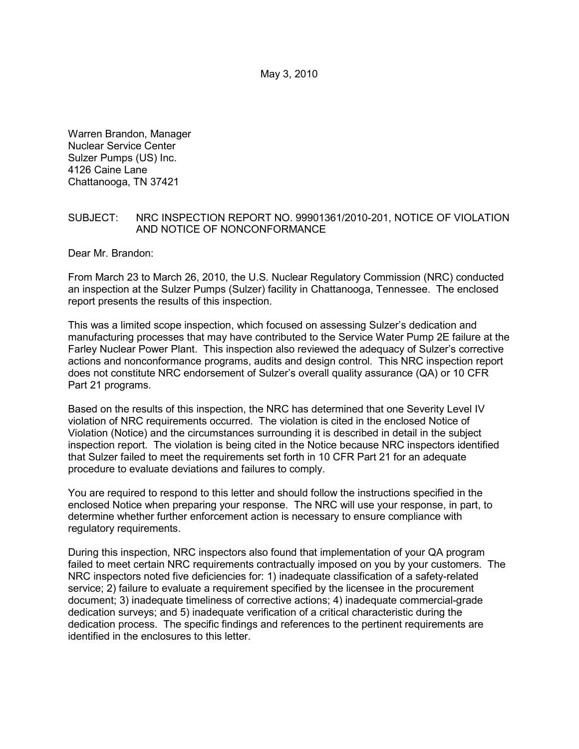May 3, 2010

Warren Brandon, Manager
Nuclear Service Center
Sulzer Pumps (US) Inc.
4126 Caine Lane
Chattanooga, TN 37421

SUBJECT: NRC INSPECTION REPORT NO. 99901361/2010-201, NOTICE OF VIOLATION AND NOTICE OF NONCONFORMANCE

Dear Mr. Brandon:

From March 23 to March 26, 2010, the U.S. Nuclear Regulatory Commission (NRC) conducted an inspection at the Sulzer Pumps (Sulzer) facility in Chattanooga, Tennessee. The enclosed report presents the results of this inspection.

This was a limited scope inspection, which focused on assessing Sulzer's dedication and manufacturing processes that may have contributed to the Service Water Pump 2E failure at the Farley Nuclear Power Plant. This inspection also reviewed the adequacy of Sulzer's corrective actions and nonconformance programs, audits and design control. This NRC inspection report does not constitute NRC endorsement of Sulzer's overall quality assurance (QA) or 10 CFR Part 21 programs.

Based on the results of this inspection, the NRC has determined that one Severity Level IV violation of NRC requirements occurred. The violation is cited in the enclosed Notice of Violation (Notice) and the circumstances surrounding it is described in detail in the subject inspection report. The violation is being cited in the Notice because NRC inspectors identified that Sulzer failed to meet the requirements set forth in 10 CFR Part 21 for an adequate procedure to evaluate deviations and failures to comply.

You are required to respond to this letter and should follow the instructions specified in the enclosed Notice when preparing your response. The NRC will use your response, in part, to determine whether further enforcement action is necessary to ensure compliance with regulatory requirements.

During this inspection, NRC inspectors also found that implementation of your QA program failed to meet certain NRC requirements contractually imposed on you by your customers. The NRC inspectors noted five deficiencies for: 1) inadequate classification of a safety-related service; 2) failure to evaluate a requirement specified by the licensee in the procurement document; 3) inadequate timeliness of corrective actions; 4) inadequate commercial-grade dedication surveys; and 5) inadequate verification of a critical characteristic during the dedication process. The specific findings and references to the pertinent requirements are identified in the enclosures to this letter.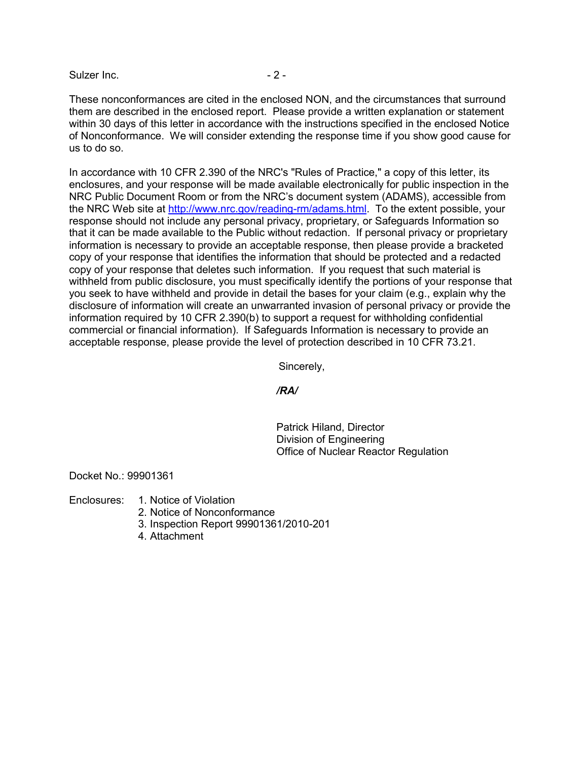These nonconformances are cited in the enclosed NON, and the circumstances that surround them are described in the enclosed report. Please provide a written explanation or statement within 30 days of this letter in accordance with the instructions specified in the enclosed Notice of Nonconformance. We will consider extending the response time if you show good cause for us to do so.

In accordance with 10 CFR 2.390 of the NRC's "Rules of Practice," a copy of this letter, its enclosures, and your response will be made available electronically for public inspection in the NRC Public Document Room or from the NRC's document system (ADAMS), accessible from the NRC Web site at http://www.nrc.gov/reading-rm/adams.html. To the extent possible, your response should not include any personal privacy, proprietary, or Safeguards Information so that it can be made available to the Public without redaction. If personal privacy or proprietary information is necessary to provide an acceptable response, then please provide a bracketed copy of your response that identifies the information that should be protected and a redacted copy of your response that deletes such information. If you request that such material is withheld from public disclosure, you must specifically identify the portions of your response that you seek to have withheld and provide in detail the bases for your claim (e.g., explain why the disclosure of information will create an unwarranted invasion of personal privacy or provide the information required by 10 CFR 2.390(b) to support a request for withholding confidential commercial or financial information). If Safeguards Information is necessary to provide an acceptable response, please provide the level of protection described in 10 CFR 73.21.

Sincerely,

*/RA/*

Patrick Hiland, Director
Division of Engineering
Office of Nuclear Reactor Regulation

Docket No.: 99901361

Enclosures:
1. Notice of Violation
2. Notice of Nonconformance
3. Inspection Report 99901361/2010-201
4. Attachment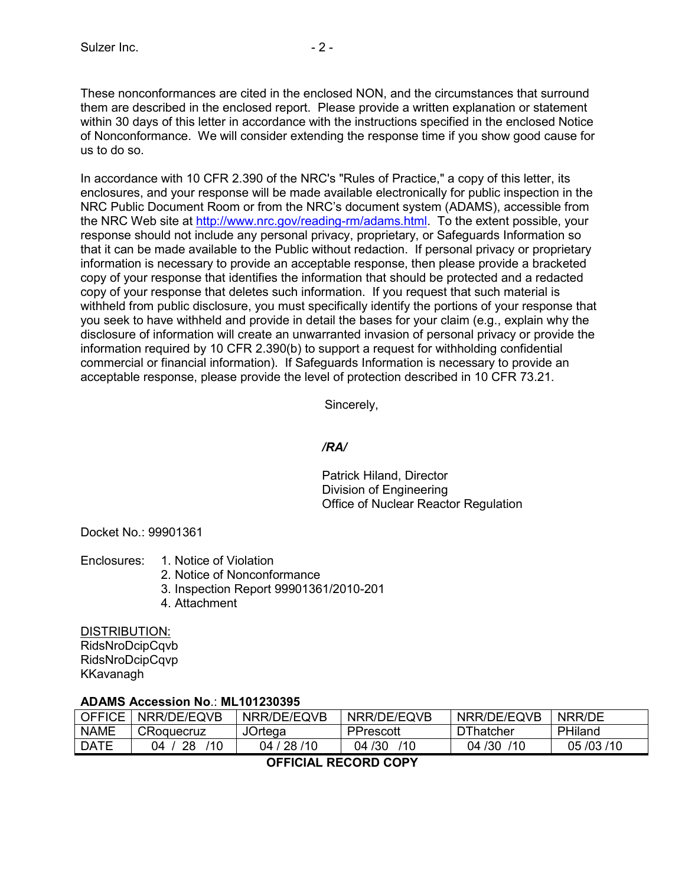These nonconformances are cited in the enclosed NON, and the circumstances that surround them are described in the enclosed report. Please provide a written explanation or statement within 30 days of this letter in accordance with the instructions specified in the enclosed Notice of Nonconformance. We will consider extending the response time if you show good cause for us to do so.

In accordance with 10 CFR 2.390 of the NRC's "Rules of Practice," a copy of this letter, its enclosures, and your response will be made available electronically for public inspection in the NRC Public Document Room or from the NRC's document system (ADAMS), accessible from the NRC Web site at http://www.nrc.gov/reading-rm/adams.html. To the extent possible, your response should not include any personal privacy, proprietary, or Safeguards Information so that it can be made available to the Public without redaction. If personal privacy or proprietary information is necessary to provide an acceptable response, then please provide a bracketed copy of your response that identifies the information that should be protected and a redacted copy of your response that deletes such information. If you request that such material is withheld from public disclosure, you must specifically identify the portions of your response that you seek to have withheld and provide in detail the bases for your claim (e.g., explain why the disclosure of information will create an unwarranted invasion of personal privacy or provide the information required by 10 CFR 2.390(b) to support a request for withholding confidential commercial or financial information). If Safeguards Information is necessary to provide an acceptable response, please provide the level of protection described in 10 CFR 73.21.

Sincerely,

*/RA/*

Patrick Hiland, Director
Division of Engineering
Office of Nuclear Reactor Regulation

Docket No.: 99901361

Enclosures:
1. Notice of Violation
2. Notice of Nonconformance
3. Inspection Report 99901361/2010-201
4. Attachment

DISTRIBUTION:
RidsNroDcipCqvb
RidsNroDcipCqvp
KKavanagh

**ADAMS Accession No**.: **ML101230395**

| OFFICE | NRR/DE/EQVB | NRR/DE/EQVB | NRR/DE/EQVB | NRR/DE/EQVB | NRR/DE |
|---|---|---|---|---|---|
| NAME | CRoquecruz | JOrtega | PPrescott | DThatcher | PHiland |
| DATE | 04 / 28 /10 | 04 / 28 /10 | 04 /30 /10 | 04 /30 /10 | 05 /03 /10 |

**OFFICIAL RECORD COPY**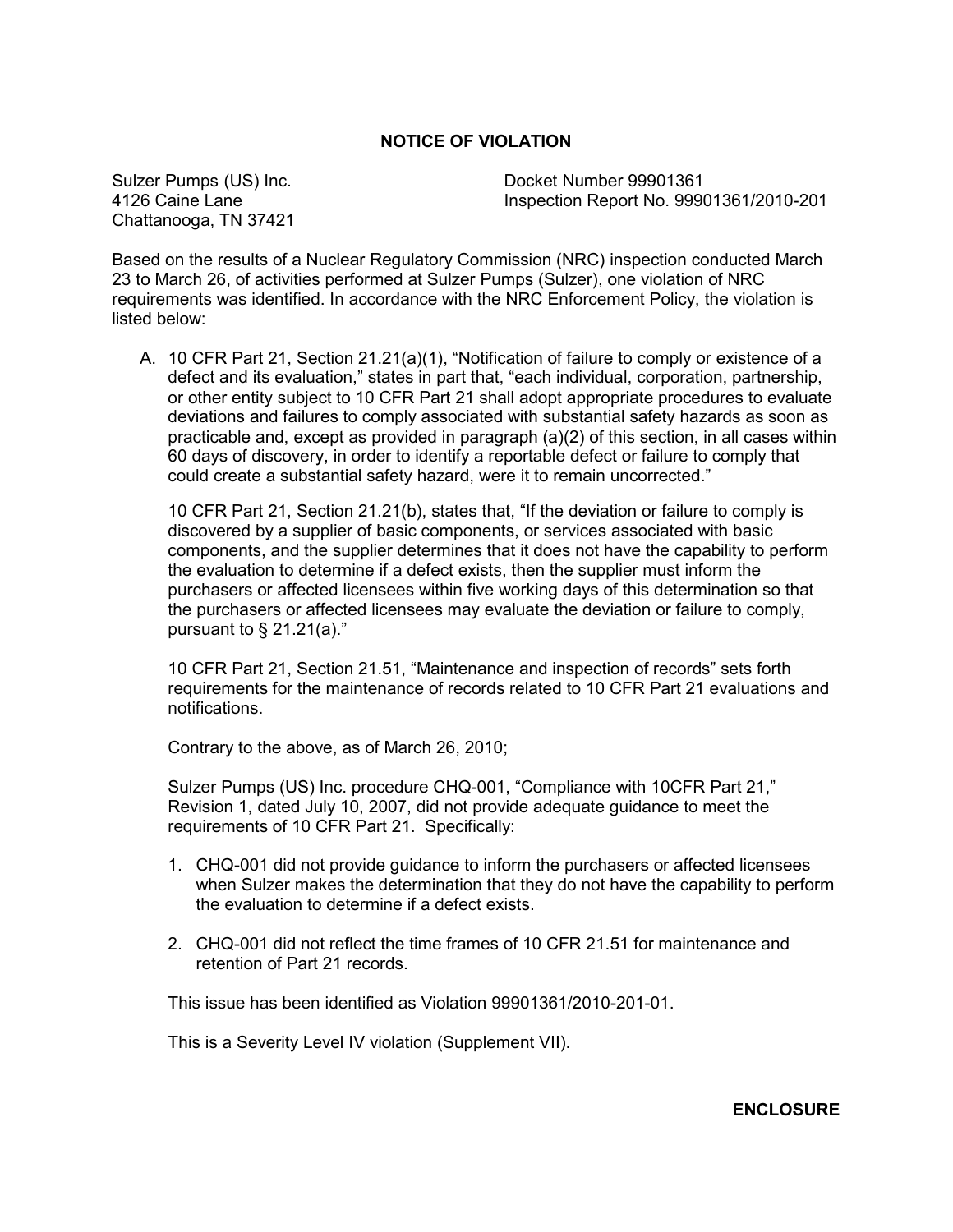# NOTICE OF VIOLATION

Sulzer Pumps (US) Inc.
4126 Caine Lane
Chattanooga, TN 37421

Docket Number 99901361
Inspection Report No. 99901361/2010-201

Based on the results of a Nuclear Regulatory Commission (NRC) inspection conducted March 23 to March 26, of activities performed at Sulzer Pumps (Sulzer), one violation of NRC requirements was identified. In accordance with the NRC Enforcement Policy, the violation is listed below:

A. 10 CFR Part 21, Section 21.21(a)(1), "Notification of failure to comply or existence of a defect and its evaluation," states in part that, "each individual, corporation, partnership, or other entity subject to 10 CFR Part 21 shall adopt appropriate procedures to evaluate deviations and failures to comply associated with substantial safety hazards as soon as practicable and, except as provided in paragraph (a)(2) of this section, in all cases within 60 days of discovery, in order to identify a reportable defect or failure to comply that could create a substantial safety hazard, were it to remain uncorrected."

   10 CFR Part 21, Section 21.21(b), states that, "If the deviation or failure to comply is discovered by a supplier of basic components, or services associated with basic components, and the supplier determines that it does not have the capability to perform the evaluation to determine if a defect exists, then the supplier must inform the purchasers or affected licensees within five working days of this determination so that the purchasers or affected licensees may evaluate the deviation or failure to comply, pursuant to § 21.21(a)."

   10 CFR Part 21, Section 21.51, "Maintenance and inspection of records" sets forth requirements for the maintenance of records related to 10 CFR Part 21 evaluations and notifications.

   Contrary to the above, as of March 26, 2010;

   Sulzer Pumps (US) Inc. procedure CHQ-001, "Compliance with 10CFR Part 21," Revision 1, dated July 10, 2007, did not provide adequate guidance to meet the requirements of 10 CFR Part 21. Specifically:

   1. CHQ-001 did not provide guidance to inform the purchasers or affected licensees when Sulzer makes the determination that they do not have the capability to perform the evaluation to determine if a defect exists.

   2. CHQ-001 did not reflect the time frames of 10 CFR 21.51 for maintenance and retention of Part 21 records.

   This issue has been identified as Violation 99901361/2010-201-01.

   This is a Severity Level IV violation (Supplement VII).

**ENCLOSURE**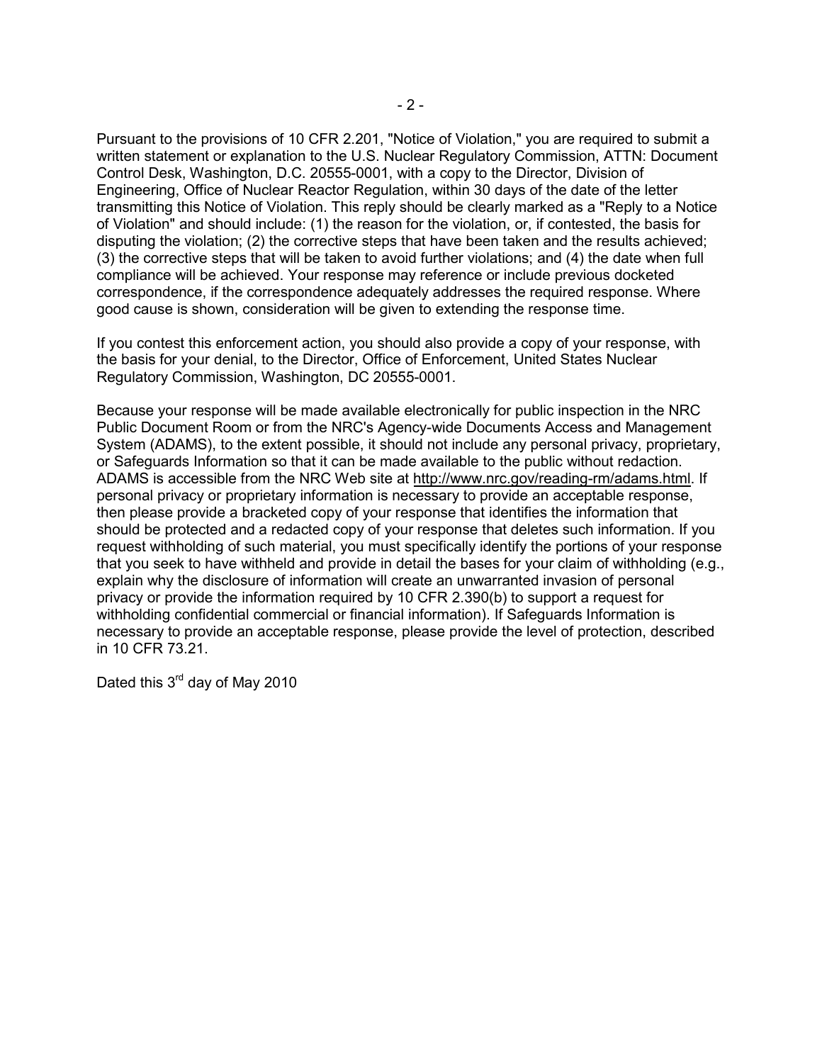Pursuant to the provisions of 10 CFR 2.201, "Notice of Violation," you are required to submit a written statement or explanation to the U.S. Nuclear Regulatory Commission, ATTN: Document Control Desk, Washington, D.C. 20555-0001, with a copy to the Director, Division of Engineering, Office of Nuclear Reactor Regulation, within 30 days of the date of the letter transmitting this Notice of Violation. This reply should be clearly marked as a "Reply to a Notice of Violation" and should include: (1) the reason for the violation, or, if contested, the basis for disputing the violation; (2) the corrective steps that have been taken and the results achieved; (3) the corrective steps that will be taken to avoid further violations; and (4) the date when full compliance will be achieved. Your response may reference or include previous docketed correspondence, if the correspondence adequately addresses the required response. Where good cause is shown, consideration will be given to extending the response time.

If you contest this enforcement action, you should also provide a copy of your response, with the basis for your denial, to the Director, Office of Enforcement, United States Nuclear Regulatory Commission, Washington, DC 20555-0001.

Because your response will be made available electronically for public inspection in the NRC Public Document Room or from the NRC's Agency-wide Documents Access and Management System (ADAMS), to the extent possible, it should not include any personal privacy, proprietary, or Safeguards Information so that it can be made available to the public without redaction. ADAMS is accessible from the NRC Web site at http://www.nrc.gov/reading-rm/adams.html. If personal privacy or proprietary information is necessary to provide an acceptable response, then please provide a bracketed copy of your response that identifies the information that should be protected and a redacted copy of your response that deletes such information. If you request withholding of such material, you must specifically identify the portions of your response that you seek to have withheld and provide in detail the bases for your claim of withholding (e.g., explain why the disclosure of information will create an unwarranted invasion of personal privacy or provide the information required by 10 CFR 2.390(b) to support a request for withholding confidential commercial or financial information). If Safeguards Information is necessary to provide an acceptable response, please provide the level of protection, described in 10 CFR 73.21.

Dated this 3rd day of May 2010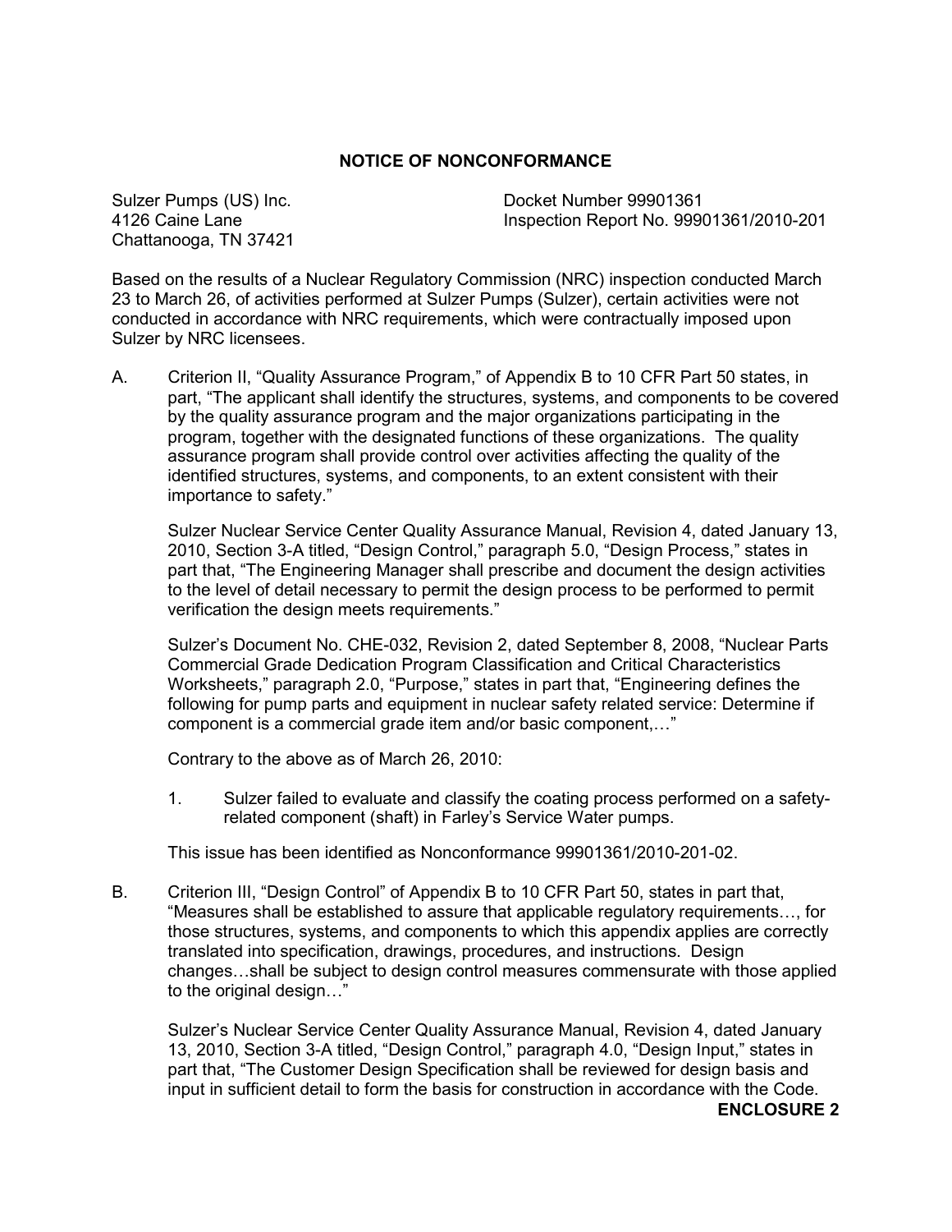## NOTICE OF NONCONFORMANCE

Sulzer Pumps (US) Inc.
4126 Caine Lane
Chattanooga, TN 37421

Docket Number 99901361
Inspection Report No. 99901361/2010-201

Based on the results of a Nuclear Regulatory Commission (NRC) inspection conducted March 23 to March 26, of activities performed at Sulzer Pumps (Sulzer), certain activities were not conducted in accordance with NRC requirements, which were contractually imposed upon Sulzer by NRC licensees.

A. Criterion II, "Quality Assurance Program," of Appendix B to 10 CFR Part 50 states, in part, "The applicant shall identify the structures, systems, and components to be covered by the quality assurance program and the major organizations participating in the program, together with the designated functions of these organizations. The quality assurance program shall provide control over activities affecting the quality of the identified structures, systems, and components, to an extent consistent with their importance to safety."

   Sulzer Nuclear Service Center Quality Assurance Manual, Revision 4, dated January 13, 2010, Section 3-A titled, "Design Control," paragraph 5.0, "Design Process," states in part that, "The Engineering Manager shall prescribe and document the design activities to the level of detail necessary to permit the design process to be performed to permit verification the design meets requirements."

   Sulzer's Document No. CHE-032, Revision 2, dated September 8, 2008, "Nuclear Parts Commercial Grade Dedication Program Classification and Critical Characteristics Worksheets," paragraph 2.0, "Purpose," states in part that, "Engineering defines the following for pump parts and equipment in nuclear safety related service: Determine if component is a commercial grade item and/or basic component,…"

   Contrary to the above as of March 26, 2010:

   1. Sulzer failed to evaluate and classify the coating process performed on a safety-related component (shaft) in Farley's Service Water pumps.

   This issue has been identified as Nonconformance 99901361/2010-201-02.

B. Criterion III, "Design Control" of Appendix B to 10 CFR Part 50, states in part that, "Measures shall be established to assure that applicable regulatory requirements…, for those structures, systems, and components to which this appendix applies are correctly translated into specification, drawings, procedures, and instructions. Design changes…shall be subject to design control measures commensurate with those applied to the original design…"

   Sulzer's Nuclear Service Center Quality Assurance Manual, Revision 4, dated January 13, 2010, Section 3-A titled, "Design Control," paragraph 4.0, "Design Input," states in part that, "The Customer Design Specification shall be reviewed for design basis and input in sufficient detail to form the basis for construction in accordance with the Code.

**ENCLOSURE 2**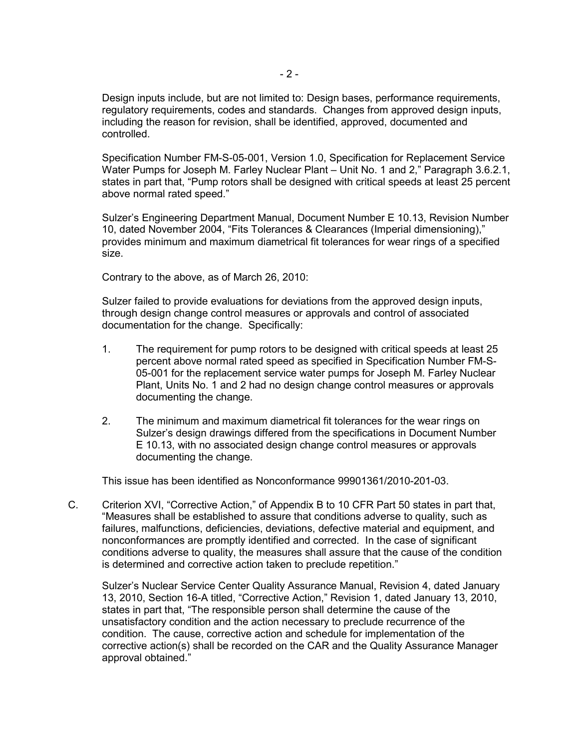Design inputs include, but are not limited to: Design bases, performance requirements, regulatory requirements, codes and standards. Changes from approved design inputs, including the reason for revision, shall be identified, approved, documented and controlled.

Specification Number FM-S-05-001, Version 1.0, Specification for Replacement Service Water Pumps for Joseph M. Farley Nuclear Plant – Unit No. 1 and 2," Paragraph 3.6.2.1, states in part that, "Pump rotors shall be designed with critical speeds at least 25 percent above normal rated speed."

Sulzer's Engineering Department Manual, Document Number E 10.13, Revision Number 10, dated November 2004, "Fits Tolerances & Clearances (Imperial dimensioning)," provides minimum and maximum diametrical fit tolerances for wear rings of a specified size.

Contrary to the above, as of March 26, 2010:

Sulzer failed to provide evaluations for deviations from the approved design inputs, through design change control measures or approvals and control of associated documentation for the change. Specifically:

1. The requirement for pump rotors to be designed with critical speeds at least 25 percent above normal rated speed as specified in Specification Number FM-S-05-001 for the replacement service water pumps for Joseph M. Farley Nuclear Plant, Units No. 1 and 2 had no design change control measures or approvals documenting the change.

2. The minimum and maximum diametrical fit tolerances for the wear rings on Sulzer's design drawings differed from the specifications in Document Number E 10.13, with no associated design change control measures or approvals documenting the change.

This issue has been identified as Nonconformance 99901361/2010-201-03.

C. Criterion XVI, "Corrective Action," of Appendix B to 10 CFR Part 50 states in part that, "Measures shall be established to assure that conditions adverse to quality, such as failures, malfunctions, deficiencies, deviations, defective material and equipment, and nonconformances are promptly identified and corrected. In the case of significant conditions adverse to quality, the measures shall assure that the cause of the condition is determined and corrective action taken to preclude repetition."

Sulzer's Nuclear Service Center Quality Assurance Manual, Revision 4, dated January 13, 2010, Section 16-A titled, "Corrective Action," Revision 1, dated January 13, 2010, states in part that, "The responsible person shall determine the cause of the unsatisfactory condition and the action necessary to preclude recurrence of the condition. The cause, corrective action and schedule for implementation of the corrective action(s) shall be recorded on the CAR and the Quality Assurance Manager approval obtained."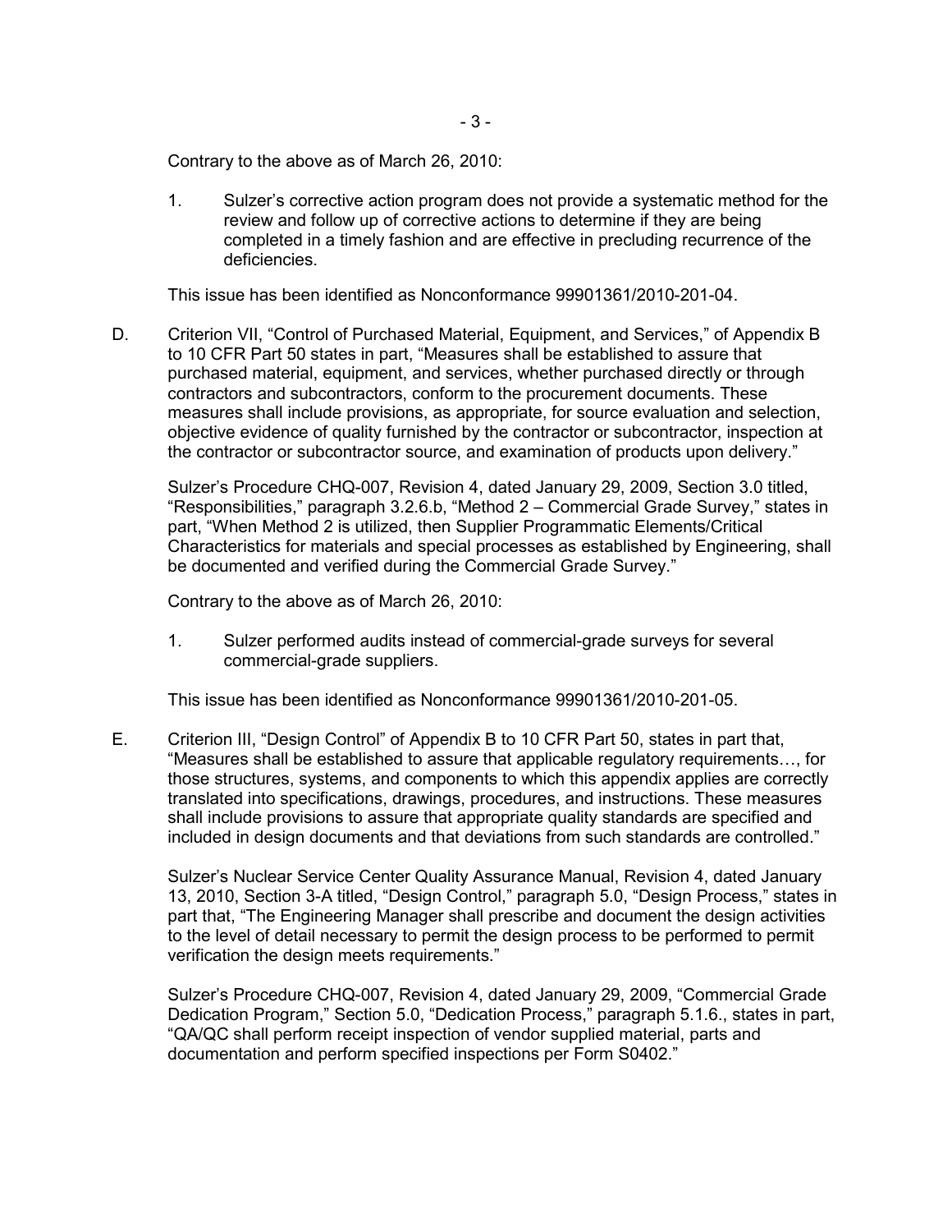Contrary to the above as of March 26, 2010:

1. Sulzer's corrective action program does not provide a systematic method for the review and follow up of corrective actions to determine if they are being completed in a timely fashion and are effective in precluding recurrence of the deficiencies.

This issue has been identified as Nonconformance 99901361/2010-201-04.

D. Criterion VII, "Control of Purchased Material, Equipment, and Services," of Appendix B to 10 CFR Part 50 states in part, "Measures shall be established to assure that purchased material, equipment, and services, whether purchased directly or through contractors and subcontractors, conform to the procurement documents. These measures shall include provisions, as appropriate, for source evaluation and selection, objective evidence of quality furnished by the contractor or subcontractor, inspection at the contractor or subcontractor source, and examination of products upon delivery."

   Sulzer's Procedure CHQ-007, Revision 4, dated January 29, 2009, Section 3.0 titled, "Responsibilities," paragraph 3.2.6.b, "Method 2 – Commercial Grade Survey," states in part, "When Method 2 is utilized, then Supplier Programmatic Elements/Critical Characteristics for materials and special processes as established by Engineering, shall be documented and verified during the Commercial Grade Survey."

   Contrary to the above as of March 26, 2010:

   1. Sulzer performed audits instead of commercial-grade surveys for several commercial-grade suppliers.

   This issue has been identified as Nonconformance 99901361/2010-201-05.

E. Criterion III, "Design Control" of Appendix B to 10 CFR Part 50, states in part that, "Measures shall be established to assure that applicable regulatory requirements…, for those structures, systems, and components to which this appendix applies are correctly translated into specifications, drawings, procedures, and instructions. These measures shall include provisions to assure that appropriate quality standards are specified and included in design documents and that deviations from such standards are controlled."

   Sulzer's Nuclear Service Center Quality Assurance Manual, Revision 4, dated January 13, 2010, Section 3-A titled, "Design Control," paragraph 5.0, "Design Process," states in part that, "The Engineering Manager shall prescribe and document the design activities to the level of detail necessary to permit the design process to be performed to permit verification the design meets requirements."

   Sulzer's Procedure CHQ-007, Revision 4, dated January 29, 2009, "Commercial Grade Dedication Program," Section 5.0, "Dedication Process," paragraph 5.1.6., states in part, "QA/QC shall perform receipt inspection of vendor supplied material, parts and documentation and perform specified inspections per Form S0402."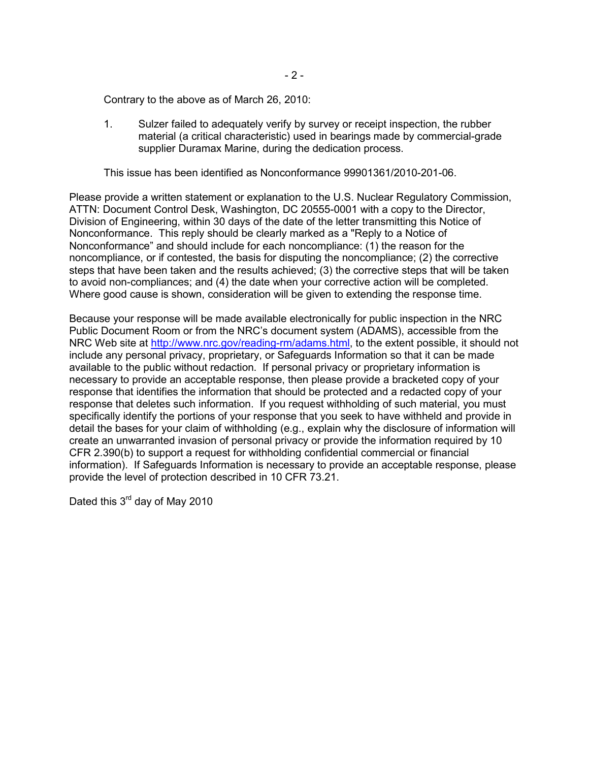Contrary to the above as of March 26, 2010:

1. Sulzer failed to adequately verify by survey or receipt inspection, the rubber material (a critical characteristic) used in bearings made by commercial-grade supplier Duramax Marine, during the dedication process.

This issue has been identified as Nonconformance 99901361/2010-201-06.

Please provide a written statement or explanation to the U.S. Nuclear Regulatory Commission, ATTN: Document Control Desk, Washington, DC 20555-0001 with a copy to the Director, Division of Engineering, within 30 days of the date of the letter transmitting this Notice of Nonconformance. This reply should be clearly marked as a "Reply to a Notice of Nonconformance" and should include for each noncompliance: (1) the reason for the noncompliance, or if contested, the basis for disputing the noncompliance; (2) the corrective steps that have been taken and the results achieved; (3) the corrective steps that will be taken to avoid non-compliances; and (4) the date when your corrective action will be completed. Where good cause is shown, consideration will be given to extending the response time.

Because your response will be made available electronically for public inspection in the NRC Public Document Room or from the NRC's document system (ADAMS), accessible from the NRC Web site at http://www.nrc.gov/reading-rm/adams.html, to the extent possible, it should not include any personal privacy, proprietary, or Safeguards Information so that it can be made available to the public without redaction. If personal privacy or proprietary information is necessary to provide an acceptable response, then please provide a bracketed copy of your response that identifies the information that should be protected and a redacted copy of your response that deletes such information. If you request withholding of such material, you must specifically identify the portions of your response that you seek to have withheld and provide in detail the bases for your claim of withholding (e.g., explain why the disclosure of information will create an unwarranted invasion of personal privacy or provide the information required by 10 CFR 2.390(b) to support a request for withholding confidential commercial or financial information). If Safeguards Information is necessary to provide an acceptable response, please provide the level of protection described in 10 CFR 73.21.

Dated this 3rd day of May 2010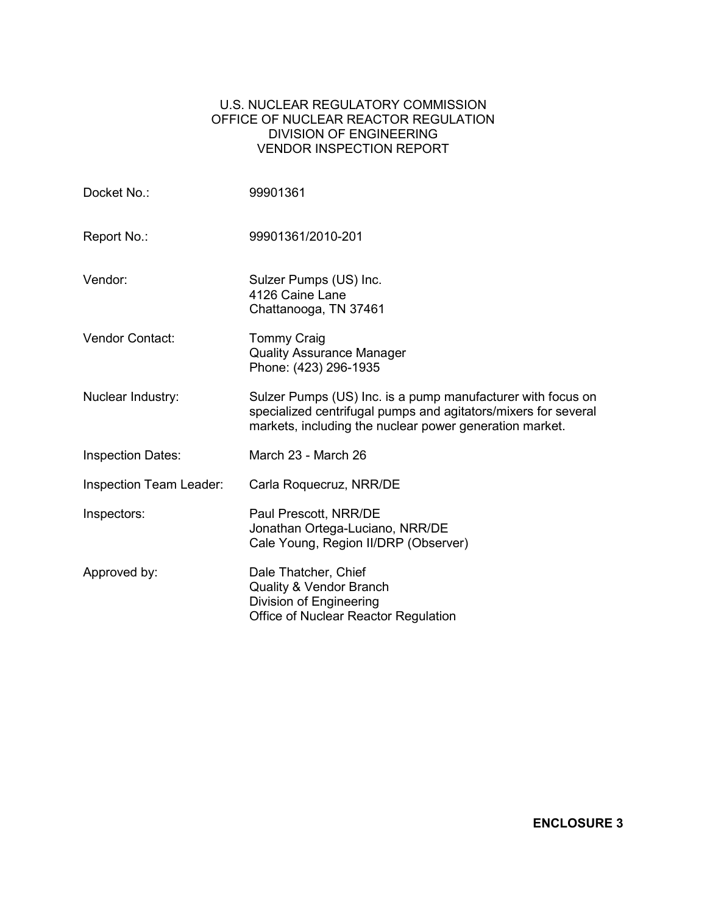U.S. NUCLEAR REGULATORY COMMISSION
OFFICE OF NUCLEAR REACTOR REGULATION
DIVISION OF ENGINEERING
VENDOR INSPECTION REPORT

| | |
|---|---|
| Docket No.: | 99901361 |
| Report No.: | 99901361/2010-201 |
| Vendor: | Sulzer Pumps (US) Inc.<br>4126 Caine Lane<br>Chattanooga, TN 37461 |
| Vendor Contact: | Tommy Craig<br>Quality Assurance Manager<br>Phone: (423) 296-1935 |
| Nuclear Industry: | Sulzer Pumps (US) Inc. is a pump manufacturer with focus on specialized centrifugal pumps and agitators/mixers for several markets, including the nuclear power generation market. |
| Inspection Dates: | March 23 - March 26 |
| Inspection Team Leader: | Carla Roquecruz, NRR/DE |
| Inspectors: | Paul Prescott, NRR/DE<br>Jonathan Ortega-Luciano, NRR/DE<br>Cale Young, Region II/DRP (Observer) |
| Approved by: | Dale Thatcher, Chief<br>Quality & Vendor Branch<br>Division of Engineering<br>Office of Nuclear Reactor Regulation |

**ENCLOSURE 3**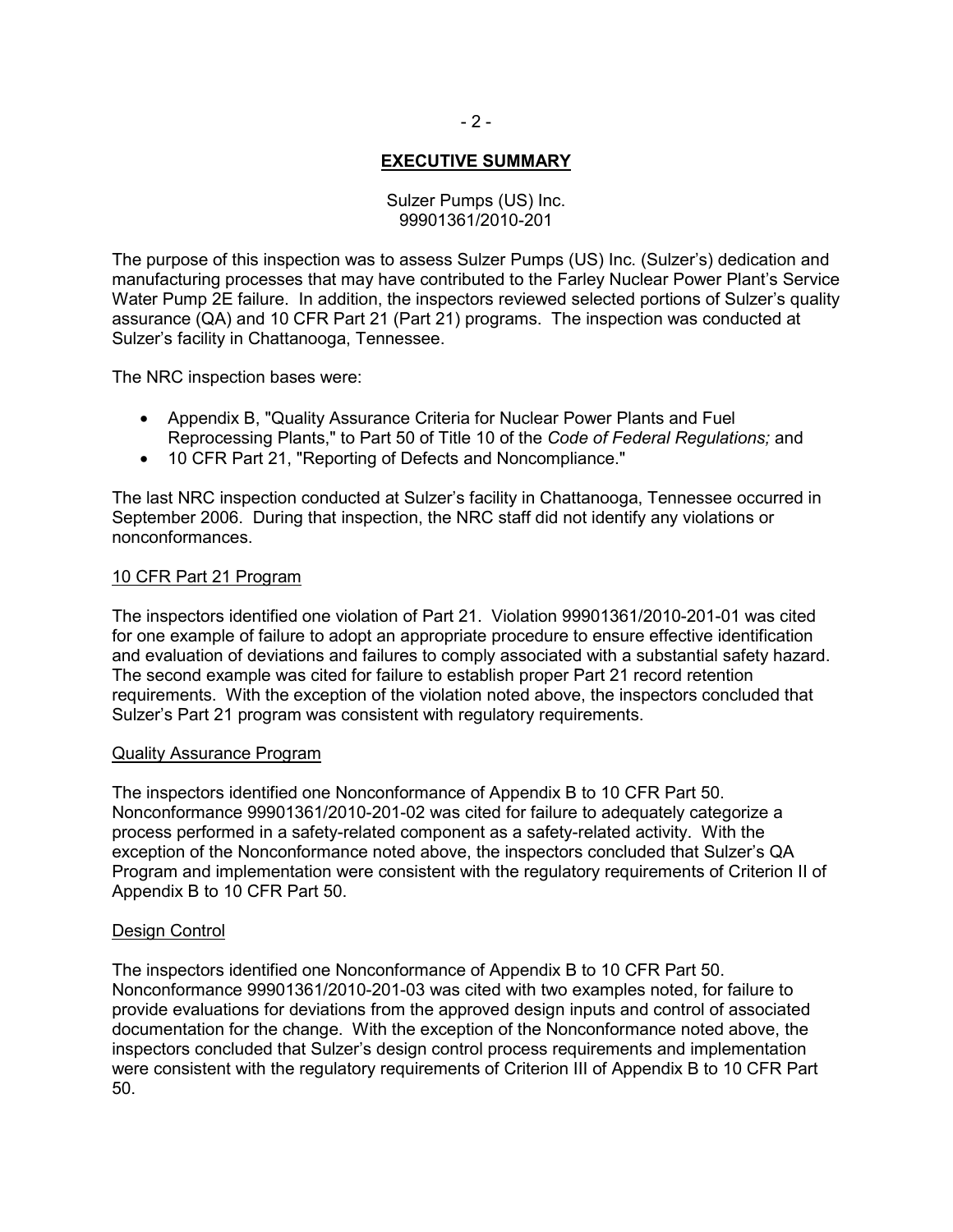## EXECUTIVE SUMMARY

Sulzer Pumps (US) Inc.
99901361/2010-201

The purpose of this inspection was to assess Sulzer Pumps (US) Inc. (Sulzer's) dedication and manufacturing processes that may have contributed to the Farley Nuclear Power Plant's Service Water Pump 2E failure. In addition, the inspectors reviewed selected portions of Sulzer's quality assurance (QA) and 10 CFR Part 21 (Part 21) programs. The inspection was conducted at Sulzer's facility in Chattanooga, Tennessee.

The NRC inspection bases were:

- Appendix B, "Quality Assurance Criteria for Nuclear Power Plants and Fuel Reprocessing Plants," to Part 50 of Title 10 of the *Code of Federal Regulations;* and
- 10 CFR Part 21, "Reporting of Defects and Noncompliance."

The last NRC inspection conducted at Sulzer's facility in Chattanooga, Tennessee occurred in September 2006. During that inspection, the NRC staff did not identify any violations or nonconformances.

### 10 CFR Part 21 Program

The inspectors identified one violation of Part 21. Violation 99901361/2010-201-01 was cited for one example of failure to adopt an appropriate procedure to ensure effective identification and evaluation of deviations and failures to comply associated with a substantial safety hazard. The second example was cited for failure to establish proper Part 21 record retention requirements. With the exception of the violation noted above, the inspectors concluded that Sulzer's Part 21 program was consistent with regulatory requirements.

### Quality Assurance Program

The inspectors identified one Nonconformance of Appendix B to 10 CFR Part 50. Nonconformance 99901361/2010-201-02 was cited for failure to adequately categorize a process performed in a safety-related component as a safety-related activity. With the exception of the Nonconformance noted above, the inspectors concluded that Sulzer's QA Program and implementation were consistent with the regulatory requirements of Criterion II of Appendix B to 10 CFR Part 50.

### Design Control

The inspectors identified one Nonconformance of Appendix B to 10 CFR Part 50. Nonconformance 99901361/2010-201-03 was cited with two examples noted, for failure to provide evaluations for deviations from the approved design inputs and control of associated documentation for the change. With the exception of the Nonconformance noted above, the inspectors concluded that Sulzer's design control process requirements and implementation were consistent with the regulatory requirements of Criterion III of Appendix B to 10 CFR Part 50.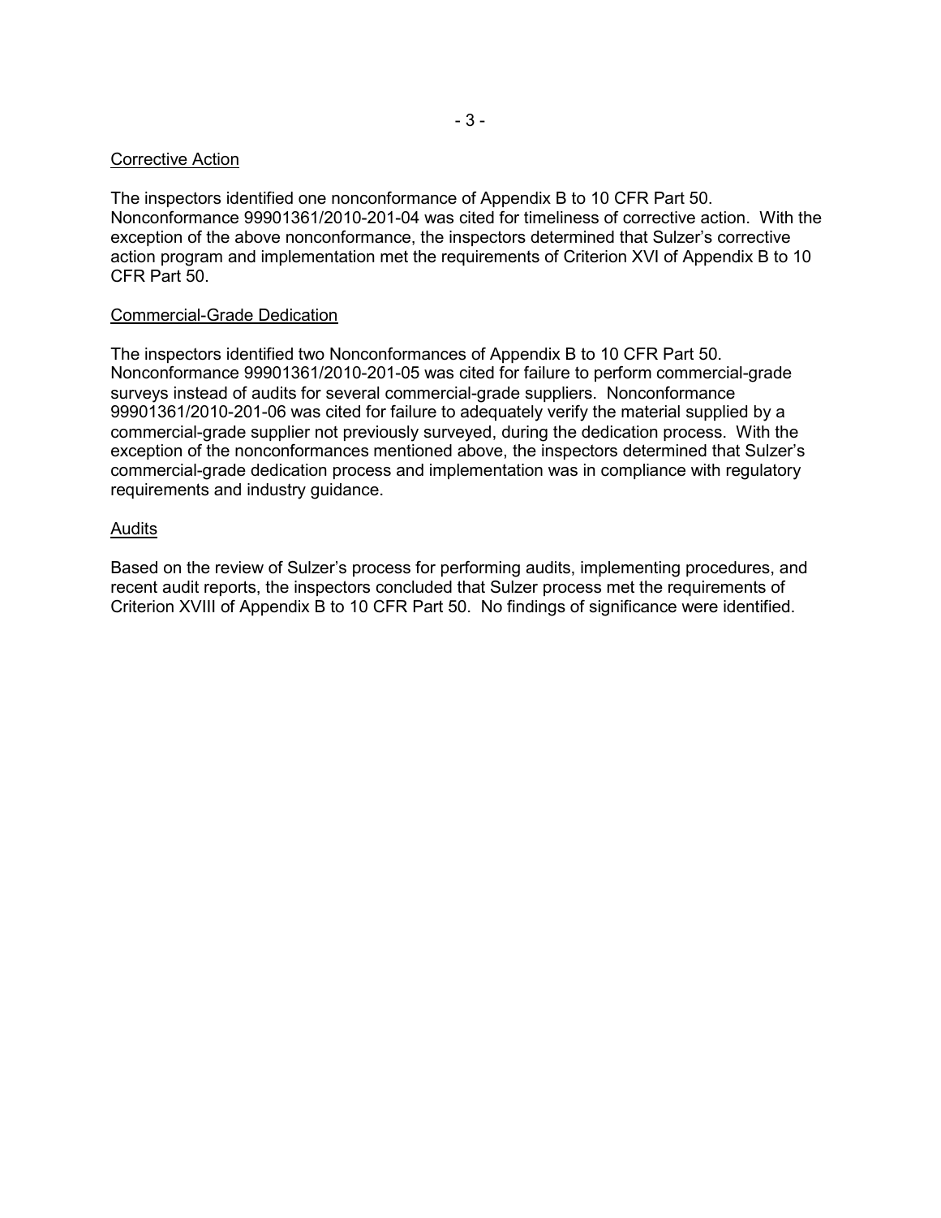## Corrective Action

The inspectors identified one nonconformance of Appendix B to 10 CFR Part 50. Nonconformance 99901361/2010-201-04 was cited for timeliness of corrective action. With the exception of the above nonconformance, the inspectors determined that Sulzer's corrective action program and implementation met the requirements of Criterion XVI of Appendix B to 10 CFR Part 50.

## Commercial-Grade Dedication

The inspectors identified two Nonconformances of Appendix B to 10 CFR Part 50. Nonconformance 99901361/2010-201-05 was cited for failure to perform commercial-grade surveys instead of audits for several commercial-grade suppliers. Nonconformance 99901361/2010-201-06 was cited for failure to adequately verify the material supplied by a commercial-grade supplier not previously surveyed, during the dedication process. With the exception of the nonconformances mentioned above, the inspectors determined that Sulzer's commercial-grade dedication process and implementation was in compliance with regulatory requirements and industry guidance.

## Audits

Based on the review of Sulzer's process for performing audits, implementing procedures, and recent audit reports, the inspectors concluded that Sulzer process met the requirements of Criterion XVIII of Appendix B to 10 CFR Part 50. No findings of significance were identified.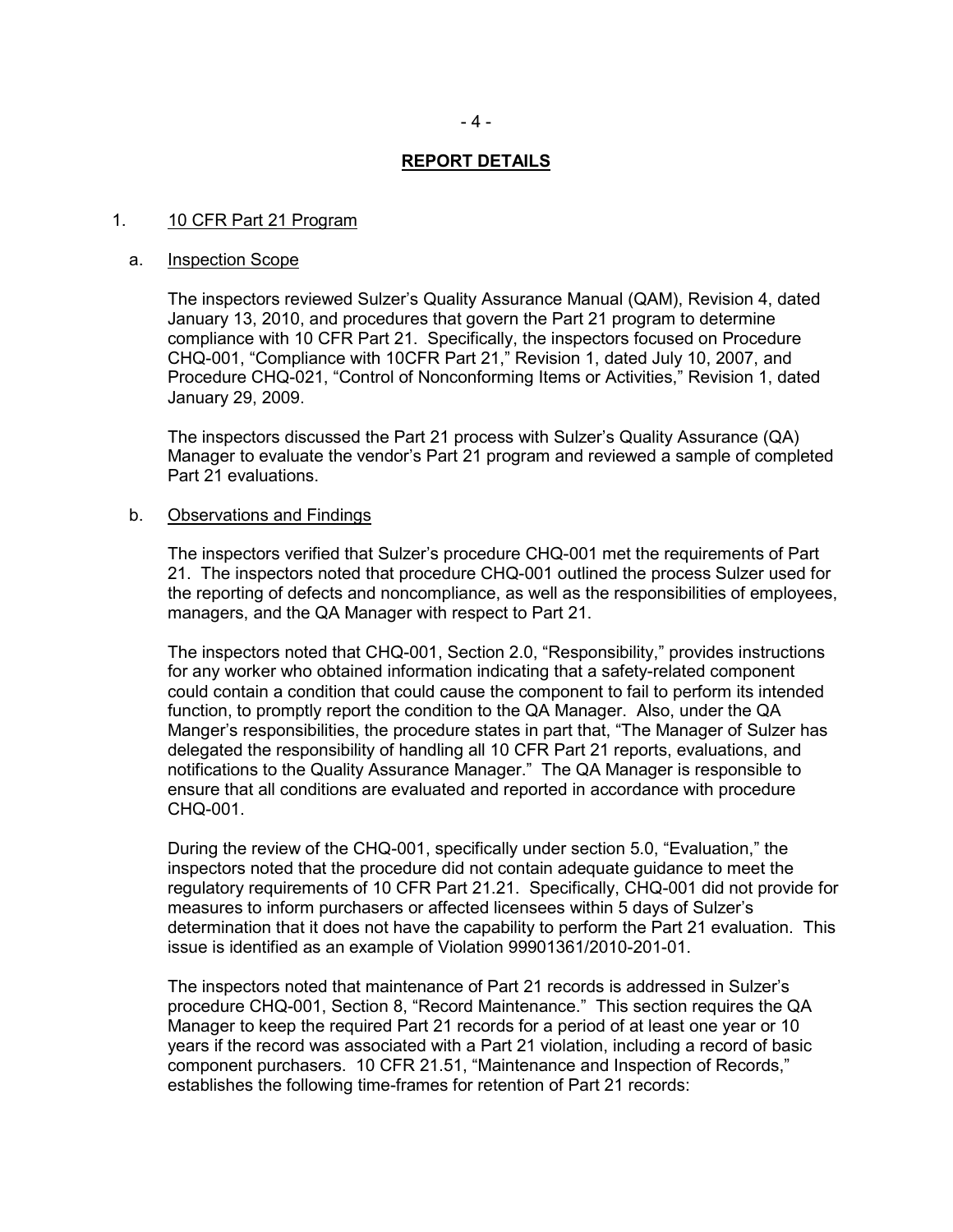## REPORT DETAILS

1. 10 CFR Part 21 Program

   a. Inspection Scope

   The inspectors reviewed Sulzer's Quality Assurance Manual (QAM), Revision 4, dated January 13, 2010, and procedures that govern the Part 21 program to determine compliance with 10 CFR Part 21. Specifically, the inspectors focused on Procedure CHQ-001, "Compliance with 10CFR Part 21," Revision 1, dated July 10, 2007, and Procedure CHQ-021, "Control of Nonconforming Items or Activities," Revision 1, dated January 29, 2009.

   The inspectors discussed the Part 21 process with Sulzer's Quality Assurance (QA) Manager to evaluate the vendor's Part 21 program and reviewed a sample of completed Part 21 evaluations.

   b. Observations and Findings

   The inspectors verified that Sulzer's procedure CHQ-001 met the requirements of Part 21. The inspectors noted that procedure CHQ-001 outlined the process Sulzer used for the reporting of defects and noncompliance, as well as the responsibilities of employees, managers, and the QA Manager with respect to Part 21.

   The inspectors noted that CHQ-001, Section 2.0, "Responsibility," provides instructions for any worker who obtained information indicating that a safety-related component could contain a condition that could cause the component to fail to perform its intended function, to promptly report the condition to the QA Manager. Also, under the QA Manger's responsibilities, the procedure states in part that, "The Manager of Sulzer has delegated the responsibility of handling all 10 CFR Part 21 reports, evaluations, and notifications to the Quality Assurance Manager." The QA Manager is responsible to ensure that all conditions are evaluated and reported in accordance with procedure CHQ-001.

   During the review of the CHQ-001, specifically under section 5.0, "Evaluation," the inspectors noted that the procedure did not contain adequate guidance to meet the regulatory requirements of 10 CFR Part 21.21. Specifically, CHQ-001 did not provide for measures to inform purchasers or affected licensees within 5 days of Sulzer's determination that it does not have the capability to perform the Part 21 evaluation. This issue is identified as an example of Violation 99901361/2010-201-01.

   The inspectors noted that maintenance of Part 21 records is addressed in Sulzer's procedure CHQ-001, Section 8, "Record Maintenance." This section requires the QA Manager to keep the required Part 21 records for a period of at least one year or 10 years if the record was associated with a Part 21 violation, including a record of basic component purchasers. 10 CFR 21.51, "Maintenance and Inspection of Records," establishes the following time-frames for retention of Part 21 records: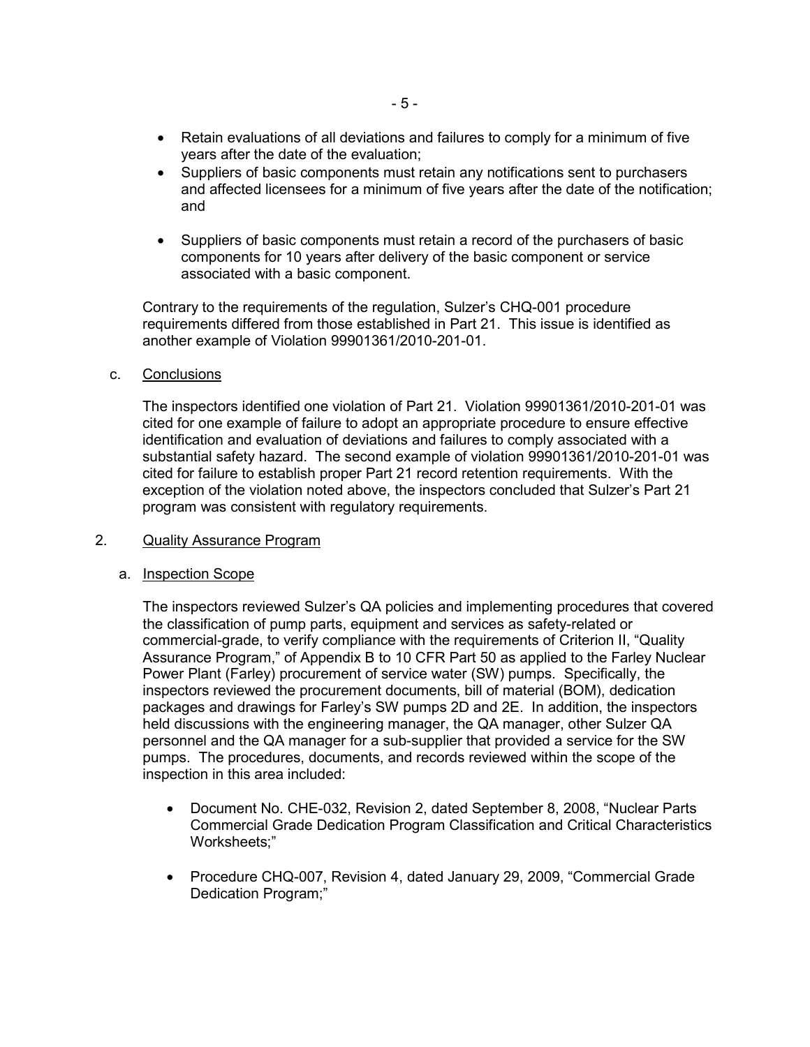- Retain evaluations of all deviations and failures to comply for a minimum of five years after the date of the evaluation;
- Suppliers of basic components must retain any notifications sent to purchasers and affected licensees for a minimum of five years after the date of the notification; and
- Suppliers of basic components must retain a record of the purchasers of basic components for 10 years after delivery of the basic component or service associated with a basic component.

Contrary to the requirements of the regulation, Sulzer's CHQ-001 procedure requirements differed from those established in Part 21. This issue is identified as another example of Violation 99901361/2010-201-01.

c. Conclusions

The inspectors identified one violation of Part 21. Violation 99901361/2010-201-01 was cited for one example of failure to adopt an appropriate procedure to ensure effective identification and evaluation of deviations and failures to comply associated with a substantial safety hazard. The second example of violation 99901361/2010-201-01 was cited for failure to establish proper Part 21 record retention requirements. With the exception of the violation noted above, the inspectors concluded that Sulzer's Part 21 program was consistent with regulatory requirements.

## 2. Quality Assurance Program

a. Inspection Scope

The inspectors reviewed Sulzer's QA policies and implementing procedures that covered the classification of pump parts, equipment and services as safety-related or commercial-grade, to verify compliance with the requirements of Criterion II, "Quality Assurance Program," of Appendix B to 10 CFR Part 50 as applied to the Farley Nuclear Power Plant (Farley) procurement of service water (SW) pumps. Specifically, the inspectors reviewed the procurement documents, bill of material (BOM), dedication packages and drawings for Farley's SW pumps 2D and 2E. In addition, the inspectors held discussions with the engineering manager, the QA manager, other Sulzer QA personnel and the QA manager for a sub-supplier that provided a service for the SW pumps. The procedures, documents, and records reviewed within the scope of the inspection in this area included:

- Document No. CHE-032, Revision 2, dated September 8, 2008, "Nuclear Parts Commercial Grade Dedication Program Classification and Critical Characteristics Worksheets;"
- Procedure CHQ-007, Revision 4, dated January 29, 2009, "Commercial Grade Dedication Program;"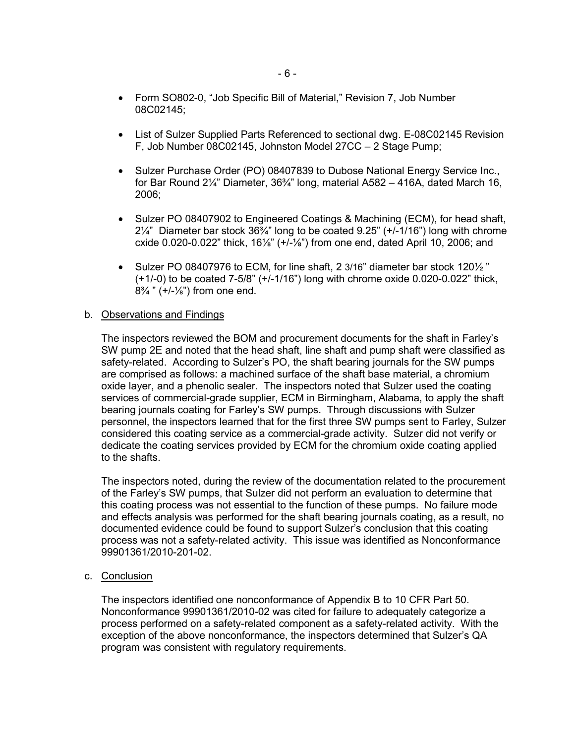- Form SO802-0, "Job Specific Bill of Material," Revision 7, Job Number 08C02145;

- List of Sulzer Supplied Parts Referenced to sectional dwg. E-08C02145 Revision F, Job Number 08C02145, Johnston Model 27CC – 2 Stage Pump;

- Sulzer Purchase Order (PO) 08407839 to Dubose National Energy Service Inc., for Bar Round 2¼" Diameter, 36¾" long, material A582 – 416A, dated March 16, 2006;

- Sulzer PO 08407902 to Engineered Coatings & Machining (ECM), for head shaft, 2¼" Diameter bar stock 36¾" long to be coated 9.25" (+/-1/16") long with chrome cxide 0.020-0.022" thick, 16⅛" (+/-⅛") from one end, dated April 10, 2006; and

- Sulzer PO 08407976 to ECM, for line shaft, 2 3/16" diameter bar stock 120½ " (+1/-0) to be coated 7-5/8" (+/-1/16") long with chrome oxide 0.020-0.022" thick, 8¾ " (+/-⅛") from one end.

b. Observations and Findings

The inspectors reviewed the BOM and procurement documents for the shaft in Farley's SW pump 2E and noted that the head shaft, line shaft and pump shaft were classified as safety-related. According to Sulzer's PO, the shaft bearing journals for the SW pumps are comprised as follows: a machined surface of the shaft base material, a chromium oxide layer, and a phenolic sealer. The inspectors noted that Sulzer used the coating services of commercial-grade supplier, ECM in Birmingham, Alabama, to apply the shaft bearing journals coating for Farley's SW pumps. Through discussions with Sulzer personnel, the inspectors learned that for the first three SW pumps sent to Farley, Sulzer considered this coating service as a commercial-grade activity. Sulzer did not verify or dedicate the coating services provided by ECM for the chromium oxide coating applied to the shafts.

The inspectors noted, during the review of the documentation related to the procurement of the Farley's SW pumps, that Sulzer did not perform an evaluation to determine that this coating process was not essential to the function of these pumps. No failure mode and effects analysis was performed for the shaft bearing journals coating, as a result, no documented evidence could be found to support Sulzer's conclusion that this coating process was not a safety-related activity. This issue was identified as Nonconformance 99901361/2010-201-02.

c. Conclusion

The inspectors identified one nonconformance of Appendix B to 10 CFR Part 50. Nonconformance 99901361/2010-02 was cited for failure to adequately categorize a process performed on a safety-related component as a safety-related activity. With the exception of the above nonconformance, the inspectors determined that Sulzer's QA program was consistent with regulatory requirements.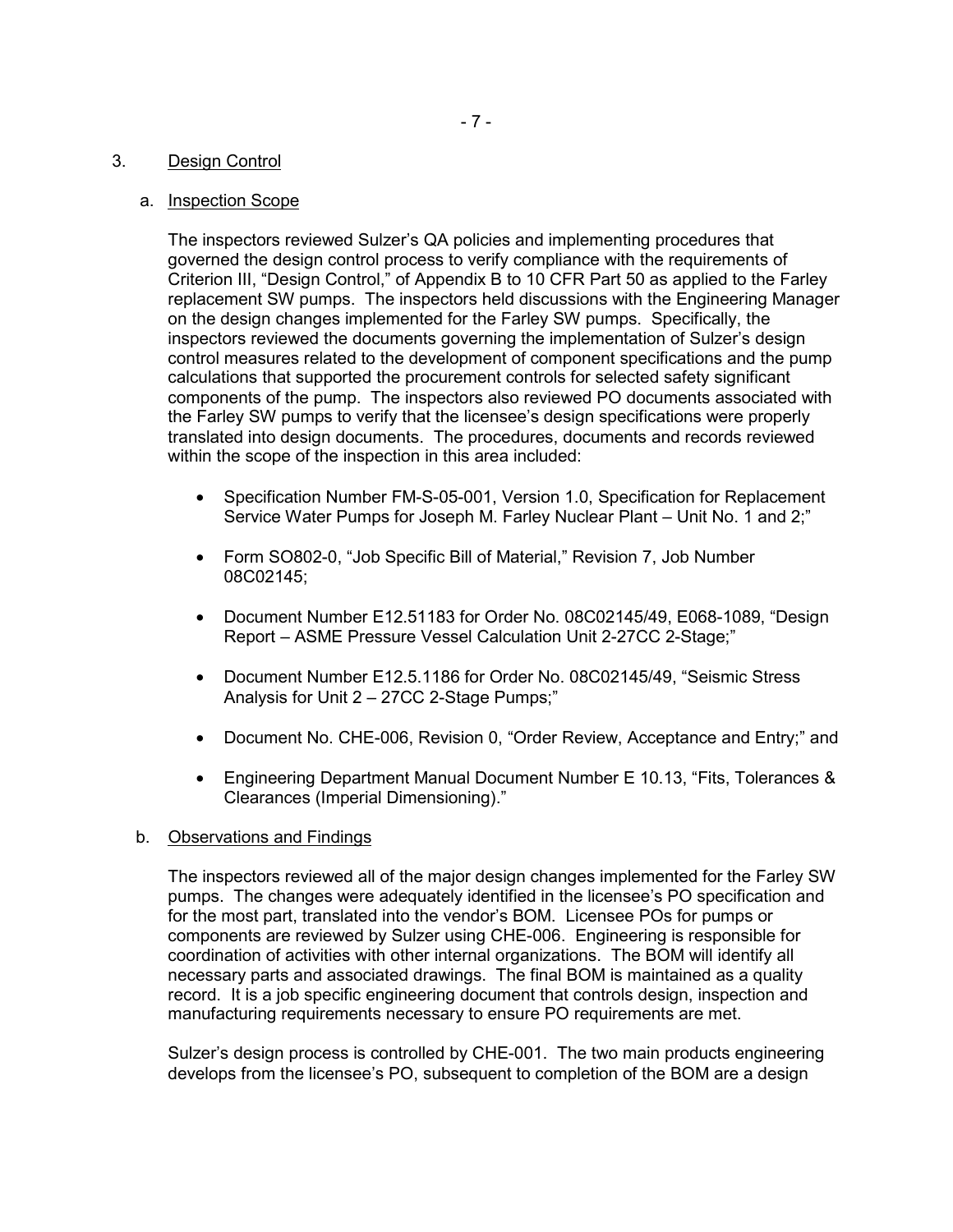## 3. Design Control

### a. Inspection Scope

The inspectors reviewed Sulzer's QA policies and implementing procedures that governed the design control process to verify compliance with the requirements of Criterion III, "Design Control," of Appendix B to 10 CFR Part 50 as applied to the Farley replacement SW pumps. The inspectors held discussions with the Engineering Manager on the design changes implemented for the Farley SW pumps. Specifically, the inspectors reviewed the documents governing the implementation of Sulzer's design control measures related to the development of component specifications and the pump calculations that supported the procurement controls for selected safety significant components of the pump. The inspectors also reviewed PO documents associated with the Farley SW pumps to verify that the licensee's design specifications were properly translated into design documents. The procedures, documents and records reviewed within the scope of the inspection in this area included:

- Specification Number FM-S-05-001, Version 1.0, Specification for Replacement Service Water Pumps for Joseph M. Farley Nuclear Plant – Unit No. 1 and 2;"
- Form SO802-0, "Job Specific Bill of Material," Revision 7, Job Number 08C02145;
- Document Number E12.51183 for Order No. 08C02145/49, E068-1089, "Design Report – ASME Pressure Vessel Calculation Unit 2-27CC 2-Stage;"
- Document Number E12.5.1186 for Order No. 08C02145/49, "Seismic Stress Analysis for Unit 2 – 27CC 2-Stage Pumps;"
- Document No. CHE-006, Revision 0, "Order Review, Acceptance and Entry;" and
- Engineering Department Manual Document Number E 10.13, "Fits, Tolerances & Clearances (Imperial Dimensioning)."

### b. Observations and Findings

The inspectors reviewed all of the major design changes implemented for the Farley SW pumps. The changes were adequately identified in the licensee's PO specification and for the most part, translated into the vendor's BOM. Licensee POs for pumps or components are reviewed by Sulzer using CHE-006. Engineering is responsible for coordination of activities with other internal organizations. The BOM will identify all necessary parts and associated drawings. The final BOM is maintained as a quality record. It is a job specific engineering document that controls design, inspection and manufacturing requirements necessary to ensure PO requirements are met.

Sulzer's design process is controlled by CHE-001. The two main products engineering develops from the licensee's PO, subsequent to completion of the BOM are a design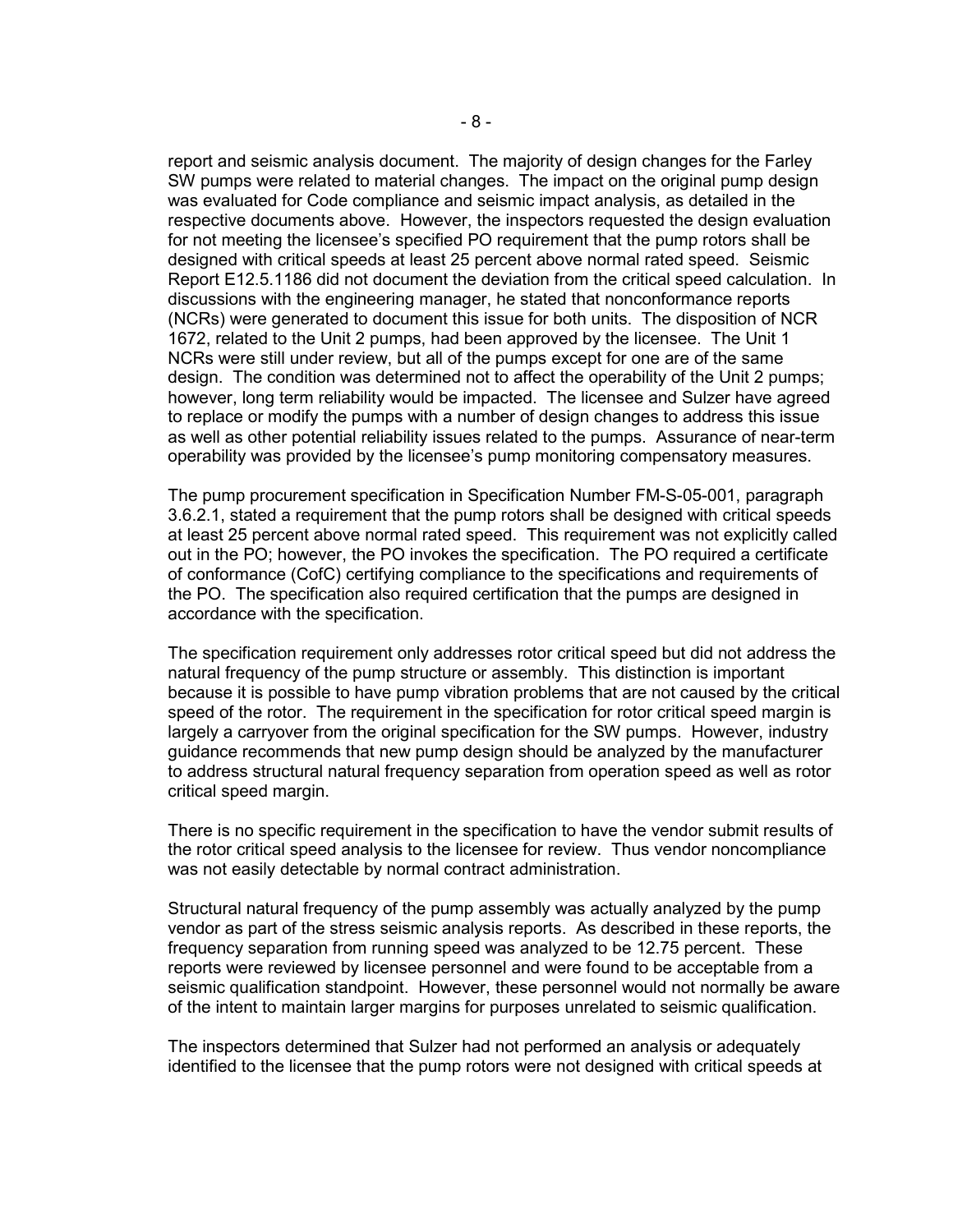report and seismic analysis document. The majority of design changes for the Farley SW pumps were related to material changes. The impact on the original pump design was evaluated for Code compliance and seismic impact analysis, as detailed in the respective documents above. However, the inspectors requested the design evaluation for not meeting the licensee's specified PO requirement that the pump rotors shall be designed with critical speeds at least 25 percent above normal rated speed. Seismic Report E12.5.1186 did not document the deviation from the critical speed calculation. In discussions with the engineering manager, he stated that nonconformance reports (NCRs) were generated to document this issue for both units. The disposition of NCR 1672, related to the Unit 2 pumps, had been approved by the licensee. The Unit 1 NCRs were still under review, but all of the pumps except for one are of the same design. The condition was determined not to affect the operability of the Unit 2 pumps; however, long term reliability would be impacted. The licensee and Sulzer have agreed to replace or modify the pumps with a number of design changes to address this issue as well as other potential reliability issues related to the pumps. Assurance of near-term operability was provided by the licensee's pump monitoring compensatory measures.

The pump procurement specification in Specification Number FM-S-05-001, paragraph 3.6.2.1, stated a requirement that the pump rotors shall be designed with critical speeds at least 25 percent above normal rated speed. This requirement was not explicitly called out in the PO; however, the PO invokes the specification. The PO required a certificate of conformance (CofC) certifying compliance to the specifications and requirements of the PO. The specification also required certification that the pumps are designed in accordance with the specification.

The specification requirement only addresses rotor critical speed but did not address the natural frequency of the pump structure or assembly. This distinction is important because it is possible to have pump vibration problems that are not caused by the critical speed of the rotor. The requirement in the specification for rotor critical speed margin is largely a carryover from the original specification for the SW pumps. However, industry guidance recommends that new pump design should be analyzed by the manufacturer to address structural natural frequency separation from operation speed as well as rotor critical speed margin.

There is no specific requirement in the specification to have the vendor submit results of the rotor critical speed analysis to the licensee for review. Thus vendor noncompliance was not easily detectable by normal contract administration.

Structural natural frequency of the pump assembly was actually analyzed by the pump vendor as part of the stress seismic analysis reports. As described in these reports, the frequency separation from running speed was analyzed to be 12.75 percent. These reports were reviewed by licensee personnel and were found to be acceptable from a seismic qualification standpoint. However, these personnel would not normally be aware of the intent to maintain larger margins for purposes unrelated to seismic qualification.

The inspectors determined that Sulzer had not performed an analysis or adequately identified to the licensee that the pump rotors were not designed with critical speeds at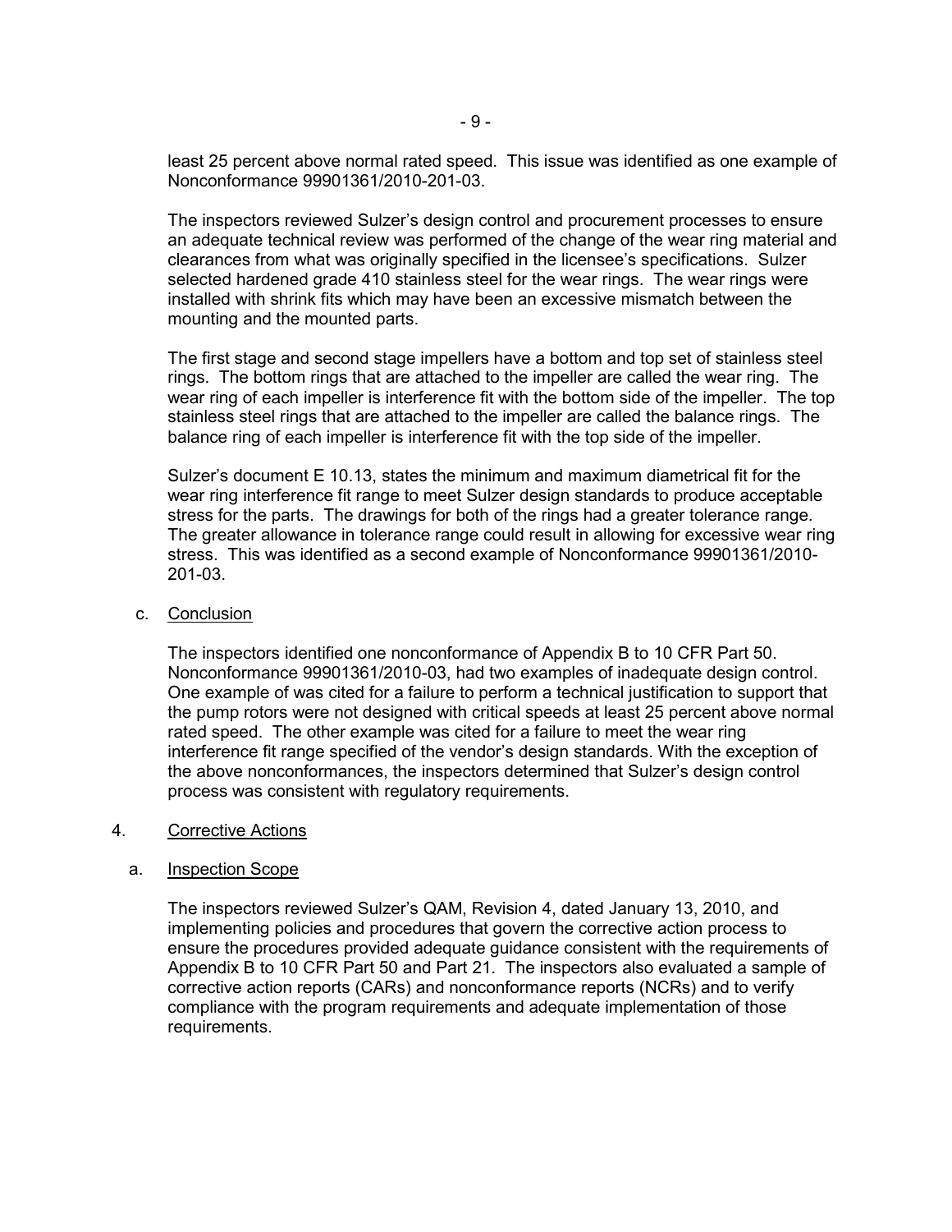least 25 percent above normal rated speed. This issue was identified as one example of Nonconformance 99901361/2010-201-03.

The inspectors reviewed Sulzer's design control and procurement processes to ensure an adequate technical review was performed of the change of the wear ring material and clearances from what was originally specified in the licensee's specifications. Sulzer selected hardened grade 410 stainless steel for the wear rings. The wear rings were installed with shrink fits which may have been an excessive mismatch between the mounting and the mounted parts.

The first stage and second stage impellers have a bottom and top set of stainless steel rings. The bottom rings that are attached to the impeller are called the wear ring. The wear ring of each impeller is interference fit with the bottom side of the impeller. The top stainless steel rings that are attached to the impeller are called the balance rings. The balance ring of each impeller is interference fit with the top side of the impeller.

Sulzer's document E 10.13, states the minimum and maximum diametrical fit for the wear ring interference fit range to meet Sulzer design standards to produce acceptable stress for the parts. The drawings for both of the rings had a greater tolerance range. The greater allowance in tolerance range could result in allowing for excessive wear ring stress. This was identified as a second example of Nonconformance 99901361/2010-201-03.

c. Conclusion

The inspectors identified one nonconformance of Appendix B to 10 CFR Part 50. Nonconformance 99901361/2010-03, had two examples of inadequate design control. One example of was cited for a failure to perform a technical justification to support that the pump rotors were not designed with critical speeds at least 25 percent above normal rated speed. The other example was cited for a failure to meet the wear ring interference fit range specified of the vendor's design standards. With the exception of the above nonconformances, the inspectors determined that Sulzer's design control process was consistent with regulatory requirements.

## 4. Corrective Actions

a. Inspection Scope

The inspectors reviewed Sulzer's QAM, Revision 4, dated January 13, 2010, and implementing policies and procedures that govern the corrective action process to ensure the procedures provided adequate guidance consistent with the requirements of Appendix B to 10 CFR Part 50 and Part 21. The inspectors also evaluated a sample of corrective action reports (CARs) and nonconformance reports (NCRs) and to verify compliance with the program requirements and adequate implementation of those requirements.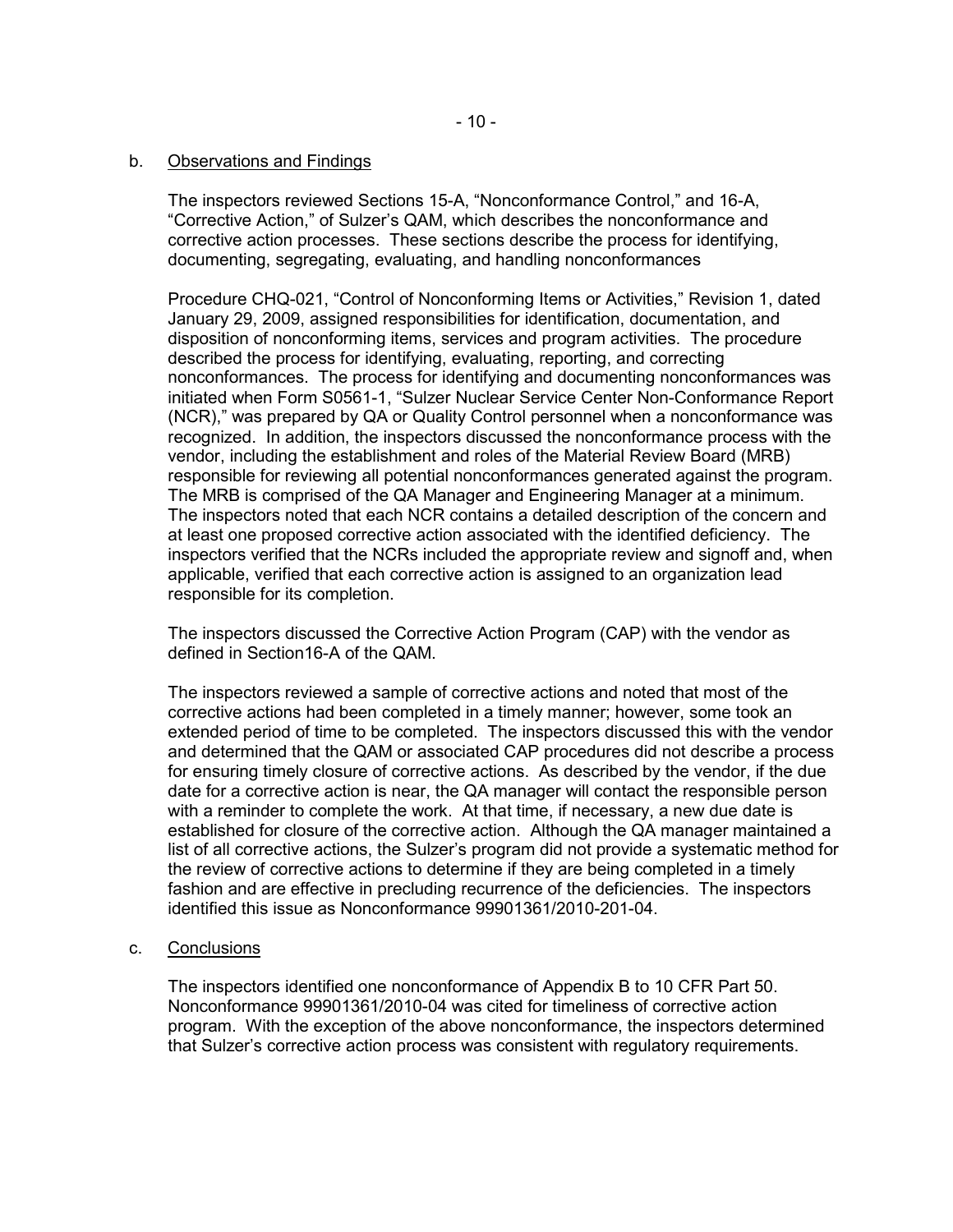b. Observations and Findings

The inspectors reviewed Sections 15-A, "Nonconformance Control," and 16-A, "Corrective Action," of Sulzer's QAM, which describes the nonconformance and corrective action processes. These sections describe the process for identifying, documenting, segregating, evaluating, and handling nonconformances

Procedure CHQ-021, "Control of Nonconforming Items or Activities," Revision 1, dated January 29, 2009, assigned responsibilities for identification, documentation, and disposition of nonconforming items, services and program activities. The procedure described the process for identifying, evaluating, reporting, and correcting nonconformances. The process for identifying and documenting nonconformances was initiated when Form S0561-1, "Sulzer Nuclear Service Center Non-Conformance Report (NCR)," was prepared by QA or Quality Control personnel when a nonconformance was recognized. In addition, the inspectors discussed the nonconformance process with the vendor, including the establishment and roles of the Material Review Board (MRB) responsible for reviewing all potential nonconformances generated against the program. The MRB is comprised of the QA Manager and Engineering Manager at a minimum. The inspectors noted that each NCR contains a detailed description of the concern and at least one proposed corrective action associated with the identified deficiency. The inspectors verified that the NCRs included the appropriate review and signoff and, when applicable, verified that each corrective action is assigned to an organization lead responsible for its completion.

The inspectors discussed the Corrective Action Program (CAP) with the vendor as defined in Section16-A of the QAM.

The inspectors reviewed a sample of corrective actions and noted that most of the corrective actions had been completed in a timely manner; however, some took an extended period of time to be completed. The inspectors discussed this with the vendor and determined that the QAM or associated CAP procedures did not describe a process for ensuring timely closure of corrective actions. As described by the vendor, if the due date for a corrective action is near, the QA manager will contact the responsible person with a reminder to complete the work. At that time, if necessary, a new due date is established for closure of the corrective action. Although the QA manager maintained a list of all corrective actions, the Sulzer's program did not provide a systematic method for the review of corrective actions to determine if they are being completed in a timely fashion and are effective in precluding recurrence of the deficiencies. The inspectors identified this issue as Nonconformance 99901361/2010-201-04.

c. Conclusions

The inspectors identified one nonconformance of Appendix B to 10 CFR Part 50. Nonconformance 99901361/2010-04 was cited for timeliness of corrective action program. With the exception of the above nonconformance, the inspectors determined that Sulzer's corrective action process was consistent with regulatory requirements.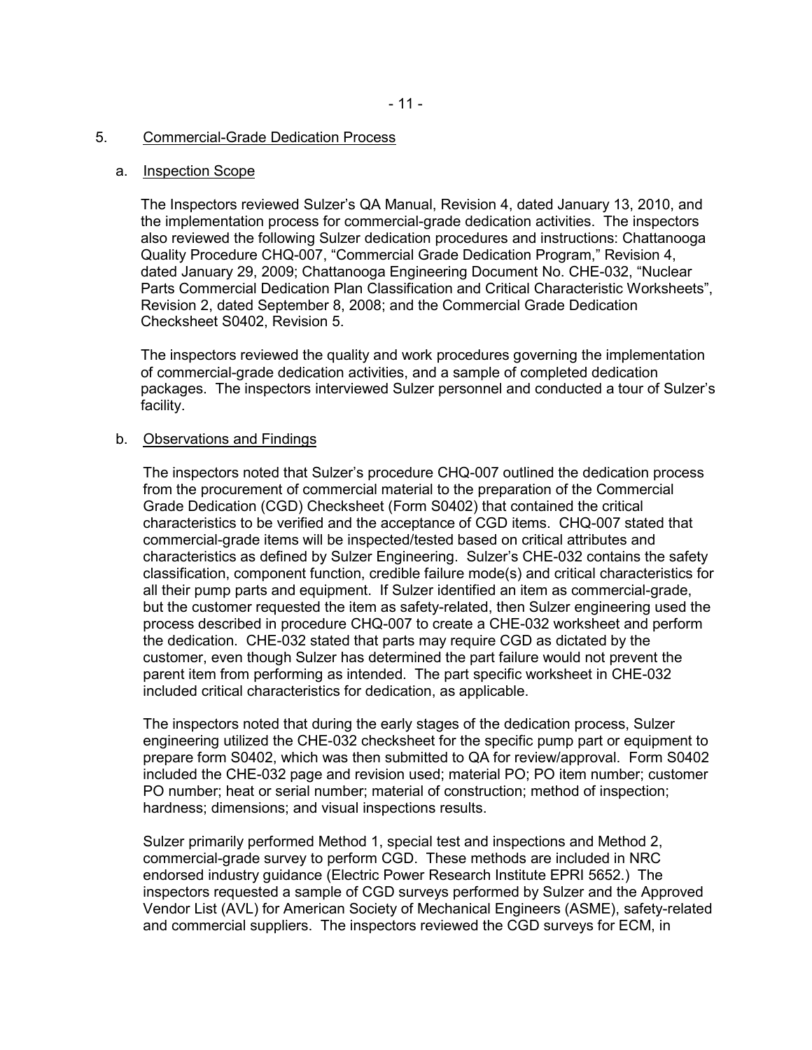5. Commercial-Grade Dedication Process

a. Inspection Scope

The Inspectors reviewed Sulzer's QA Manual, Revision 4, dated January 13, 2010, and the implementation process for commercial-grade dedication activities. The inspectors also reviewed the following Sulzer dedication procedures and instructions: Chattanooga Quality Procedure CHQ-007, "Commercial Grade Dedication Program," Revision 4, dated January 29, 2009; Chattanooga Engineering Document No. CHE-032, "Nuclear Parts Commercial Dedication Plan Classification and Critical Characteristic Worksheets", Revision 2, dated September 8, 2008; and the Commercial Grade Dedication Checksheet S0402, Revision 5.

The inspectors reviewed the quality and work procedures governing the implementation of commercial-grade dedication activities, and a sample of completed dedication packages. The inspectors interviewed Sulzer personnel and conducted a tour of Sulzer's facility.

b. Observations and Findings

The inspectors noted that Sulzer's procedure CHQ-007 outlined the dedication process from the procurement of commercial material to the preparation of the Commercial Grade Dedication (CGD) Checksheet (Form S0402) that contained the critical characteristics to be verified and the acceptance of CGD items. CHQ-007 stated that commercial-grade items will be inspected/tested based on critical attributes and characteristics as defined by Sulzer Engineering. Sulzer's CHE-032 contains the safety classification, component function, credible failure mode(s) and critical characteristics for all their pump parts and equipment. If Sulzer identified an item as commercial-grade, but the customer requested the item as safety-related, then Sulzer engineering used the process described in procedure CHQ-007 to create a CHE-032 worksheet and perform the dedication. CHE-032 stated that parts may require CGD as dictated by the customer, even though Sulzer has determined the part failure would not prevent the parent item from performing as intended. The part specific worksheet in CHE-032 included critical characteristics for dedication, as applicable.

The inspectors noted that during the early stages of the dedication process, Sulzer engineering utilized the CHE-032 checksheet for the specific pump part or equipment to prepare form S0402, which was then submitted to QA for review/approval. Form S0402 included the CHE-032 page and revision used; material PO; PO item number; customer PO number; heat or serial number; material of construction; method of inspection; hardness; dimensions; and visual inspections results.

Sulzer primarily performed Method 1, special test and inspections and Method 2, commercial-grade survey to perform CGD. These methods are included in NRC endorsed industry guidance (Electric Power Research Institute EPRI 5652.) The inspectors requested a sample of CGD surveys performed by Sulzer and the Approved Vendor List (AVL) for American Society of Mechanical Engineers (ASME), safety-related and commercial suppliers. The inspectors reviewed the CGD surveys for ECM, in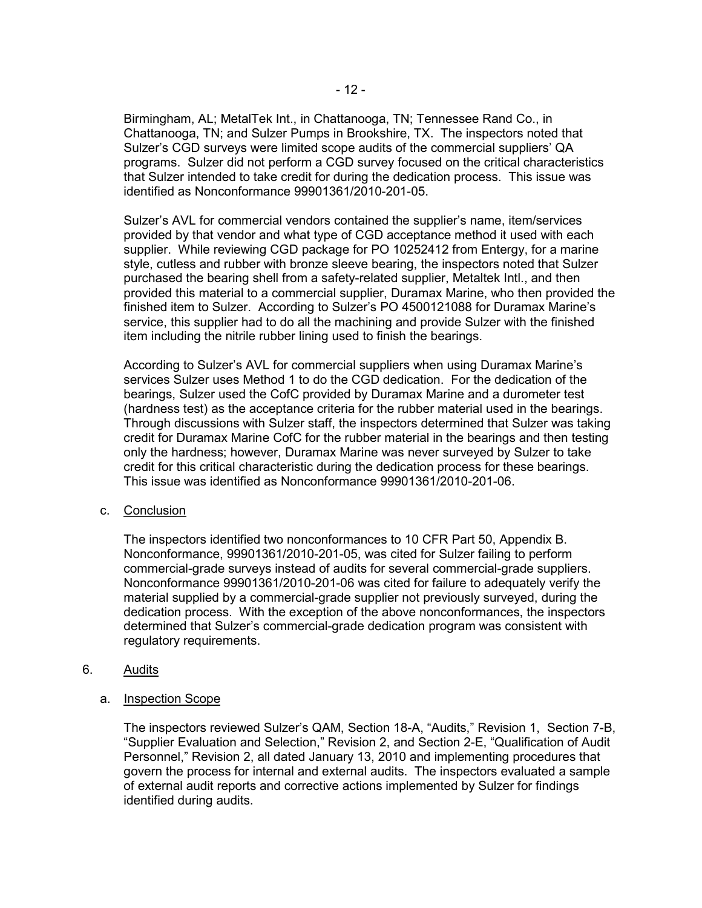Birmingham, AL; MetalTek Int., in Chattanooga, TN; Tennessee Rand Co., in Chattanooga, TN; and Sulzer Pumps in Brookshire, TX. The inspectors noted that Sulzer's CGD surveys were limited scope audits of the commercial suppliers' QA programs. Sulzer did not perform a CGD survey focused on the critical characteristics that Sulzer intended to take credit for during the dedication process. This issue was identified as Nonconformance 99901361/2010-201-05.

Sulzer's AVL for commercial vendors contained the supplier's name, item/services provided by that vendor and what type of CGD acceptance method it used with each supplier. While reviewing CGD package for PO 10252412 from Entergy, for a marine style, cutless and rubber with bronze sleeve bearing, the inspectors noted that Sulzer purchased the bearing shell from a safety-related supplier, Metaltek Intl., and then provided this material to a commercial supplier, Duramax Marine, who then provided the finished item to Sulzer. According to Sulzer's PO 4500121088 for Duramax Marine's service, this supplier had to do all the machining and provide Sulzer with the finished item including the nitrile rubber lining used to finish the bearings.

According to Sulzer's AVL for commercial suppliers when using Duramax Marine's services Sulzer uses Method 1 to do the CGD dedication. For the dedication of the bearings, Sulzer used the CofC provided by Duramax Marine and a durometer test (hardness test) as the acceptance criteria for the rubber material used in the bearings. Through discussions with Sulzer staff, the inspectors determined that Sulzer was taking credit for Duramax Marine CofC for the rubber material in the bearings and then testing only the hardness; however, Duramax Marine was never surveyed by Sulzer to take credit for this critical characteristic during the dedication process for these bearings. This issue was identified as Nonconformance 99901361/2010-201-06.

c. Conclusion

The inspectors identified two nonconformances to 10 CFR Part 50, Appendix B. Nonconformance, 99901361/2010-201-05, was cited for Sulzer failing to perform commercial-grade surveys instead of audits for several commercial-grade suppliers. Nonconformance 99901361/2010-201-06 was cited for failure to adequately verify the material supplied by a commercial-grade supplier not previously surveyed, during the dedication process. With the exception of the above nonconformances, the inspectors determined that Sulzer's commercial-grade dedication program was consistent with regulatory requirements.

6. Audits

a. Inspection Scope

The inspectors reviewed Sulzer's QAM, Section 18-A, "Audits," Revision 1, Section 7-B, "Supplier Evaluation and Selection," Revision 2, and Section 2-E, "Qualification of Audit Personnel," Revision 2, all dated January 13, 2010 and implementing procedures that govern the process for internal and external audits. The inspectors evaluated a sample of external audit reports and corrective actions implemented by Sulzer for findings identified during audits.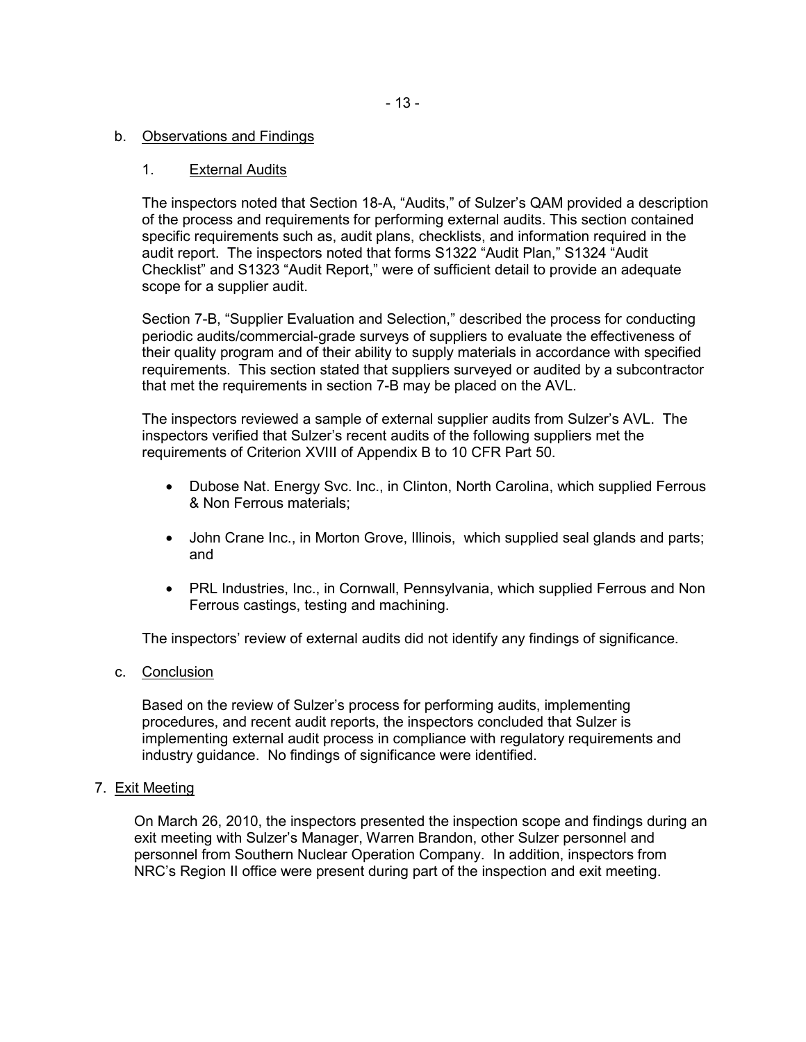b. Observations and Findings

1. External Audits

The inspectors noted that Section 18-A, "Audits," of Sulzer's QAM provided a description of the process and requirements for performing external audits. This section contained specific requirements such as, audit plans, checklists, and information required in the audit report. The inspectors noted that forms S1322 "Audit Plan," S1324 "Audit Checklist" and S1323 "Audit Report," were of sufficient detail to provide an adequate scope for a supplier audit.

Section 7-B, "Supplier Evaluation and Selection," described the process for conducting periodic audits/commercial-grade surveys of suppliers to evaluate the effectiveness of their quality program and of their ability to supply materials in accordance with specified requirements. This section stated that suppliers surveyed or audited by a subcontractor that met the requirements in section 7-B may be placed on the AVL.

The inspectors reviewed a sample of external supplier audits from Sulzer's AVL. The inspectors verified that Sulzer's recent audits of the following suppliers met the requirements of Criterion XVIII of Appendix B to 10 CFR Part 50.

- Dubose Nat. Energy Svc. Inc., in Clinton, North Carolina, which supplied Ferrous & Non Ferrous materials;
- John Crane Inc., in Morton Grove, Illinois, which supplied seal glands and parts; and
- PRL Industries, Inc., in Cornwall, Pennsylvania, which supplied Ferrous and Non Ferrous castings, testing and machining.

The inspectors' review of external audits did not identify any findings of significance.

c. Conclusion

Based on the review of Sulzer's process for performing audits, implementing procedures, and recent audit reports, the inspectors concluded that Sulzer is implementing external audit process in compliance with regulatory requirements and industry guidance. No findings of significance were identified.

7. Exit Meeting

On March 26, 2010, the inspectors presented the inspection scope and findings during an exit meeting with Sulzer's Manager, Warren Brandon, other Sulzer personnel and personnel from Southern Nuclear Operation Company. In addition, inspectors from NRC's Region II office were present during part of the inspection and exit meeting.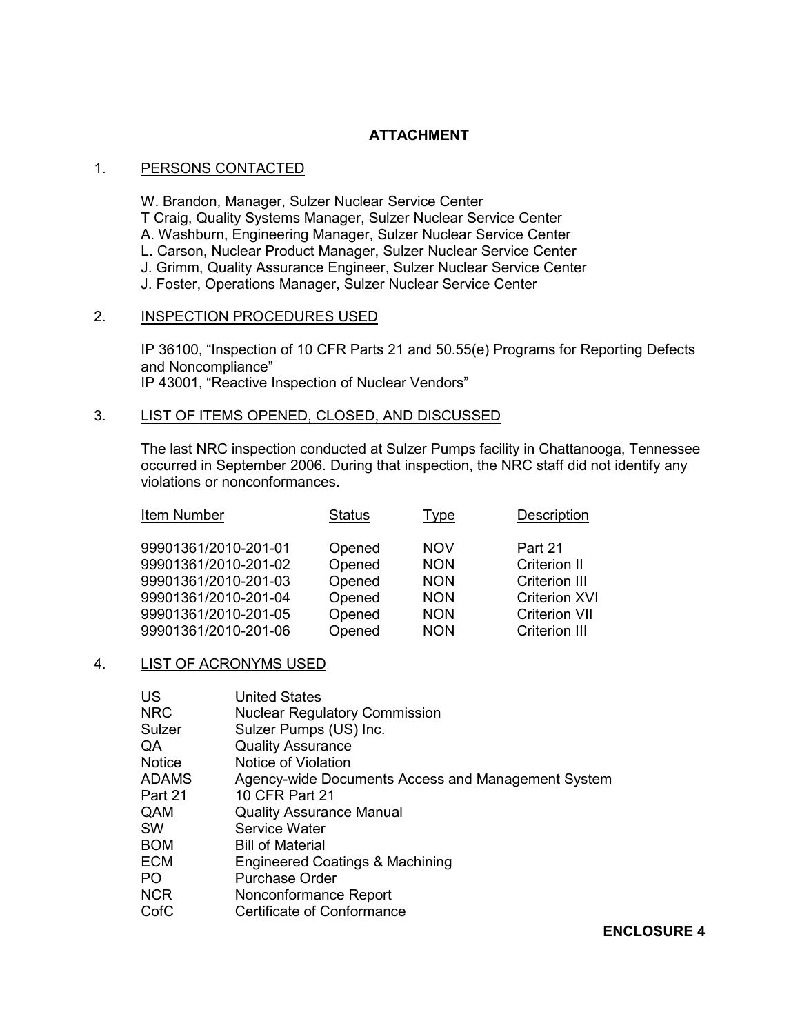# ATTACHMENT

## 1. PERSONS CONTACTED

W. Brandon, Manager, Sulzer Nuclear Service Center
T Craig, Quality Systems Manager, Sulzer Nuclear Service Center
A. Washburn, Engineering Manager, Sulzer Nuclear Service Center
L. Carson, Nuclear Product Manager, Sulzer Nuclear Service Center
J. Grimm, Quality Assurance Engineer, Sulzer Nuclear Service Center
J. Foster, Operations Manager, Sulzer Nuclear Service Center

## 2. INSPECTION PROCEDURES USED

IP 36100, "Inspection of 10 CFR Parts 21 and 50.55(e) Programs for Reporting Defects and Noncompliance"
IP 43001, "Reactive Inspection of Nuclear Vendors"

## 3. LIST OF ITEMS OPENED, CLOSED, AND DISCUSSED

The last NRC inspection conducted at Sulzer Pumps facility in Chattanooga, Tennessee occurred in September 2006. During that inspection, the NRC staff did not identify any violations or nonconformances.

| Item Number | Status | Type | Description |
|---|---|---|---|
| 99901361/2010-201-01 | Opened | NOV | Part 21 |
| 99901361/2010-201-02 | Opened | NON | Criterion II |
| 99901361/2010-201-03 | Opened | NON | Criterion III |
| 99901361/2010-201-04 | Opened | NON | Criterion XVI |
| 99901361/2010-201-05 | Opened | NON | Criterion VII |
| 99901361/2010-201-06 | Opened | NON | Criterion III |

## 4. LIST OF ACRONYMS USED

| | |
|---|---|
| US | United States |
| NRC | Nuclear Regulatory Commission |
| Sulzer | Sulzer Pumps (US) Inc. |
| QA | Quality Assurance |
| Notice | Notice of Violation |
| ADAMS | Agency-wide Documents Access and Management System |
| Part 21 | 10 CFR Part 21 |
| QAM | Quality Assurance Manual |
| SW | Service Water |
| BOM | Bill of Material |
| ECM | Engineered Coatings & Machining |
| PO | Purchase Order |
| NCR | Nonconformance Report |
| CofC | Certificate of Conformance |

**ENCLOSURE 4**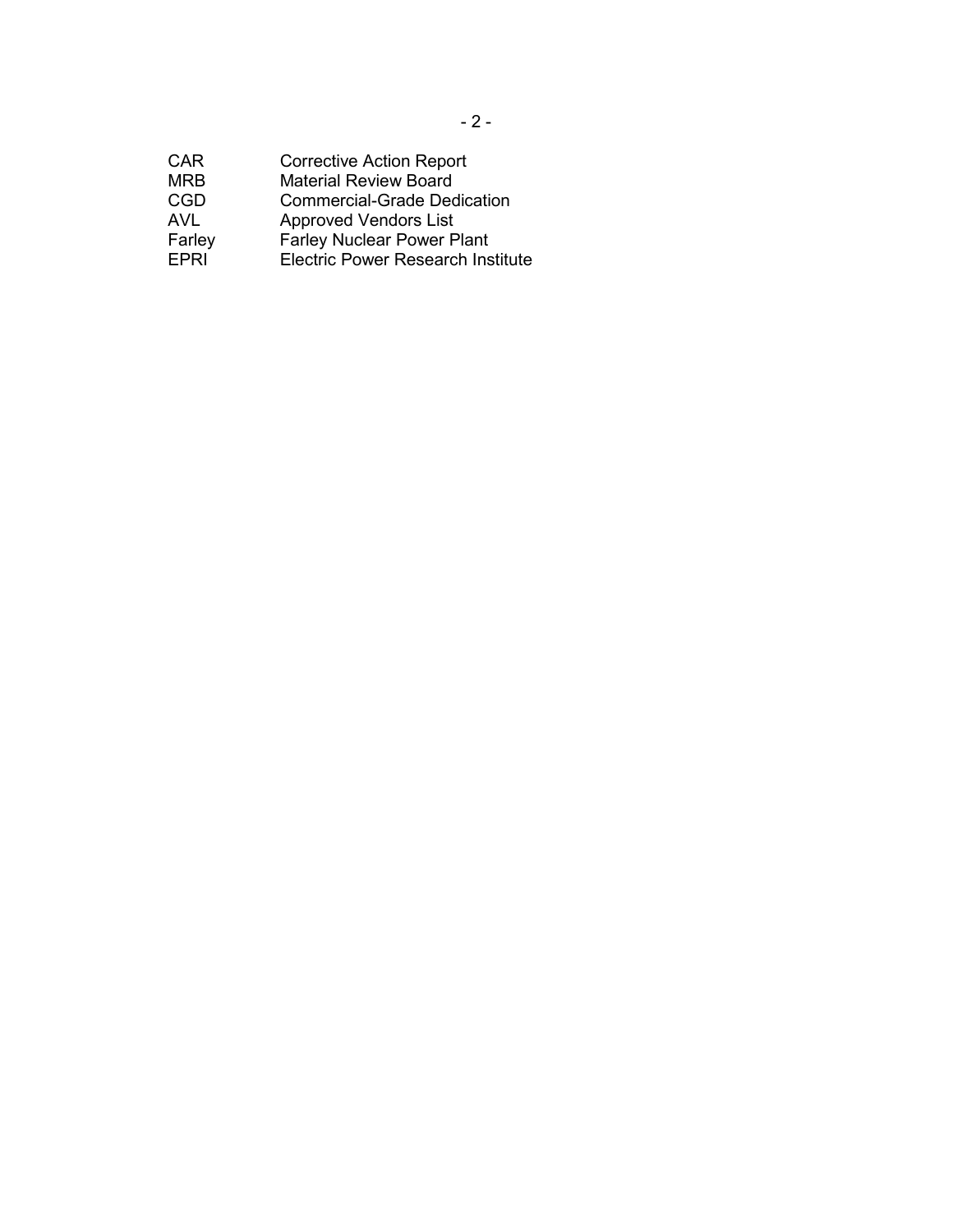| | |
|---|---|
| CAR | Corrective Action Report |
| MRB | Material Review Board |
| CGD | Commercial-Grade Dedication |
| AVL | Approved Vendors List |
| Farley | Farley Nuclear Power Plant |
| EPRI | Electric Power Research Institute |